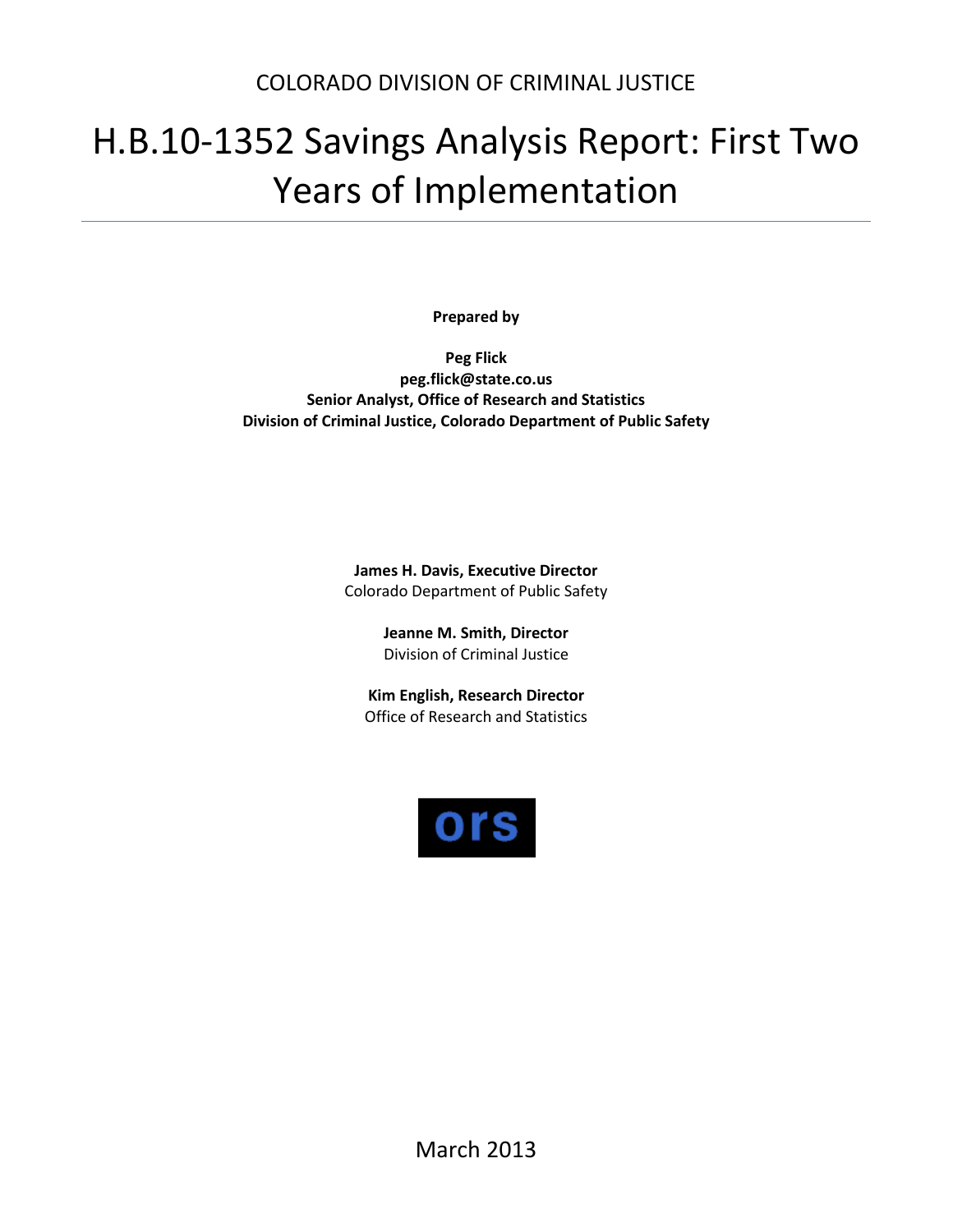COLORADO DIVISION OF CRIMINAL JUSTICE

# H.B.10-1352 Savings Analysis Report: First Two Years of Implementation

**Prepared by**

**Peg Flick**
**peg.flick@state.co.us**
**Senior Analyst, Office of Research and Statistics**
**Division of Criminal Justice, Colorado Department of Public Safety**

**James H. Davis, Executive Director**
Colorado Department of Public Safety

**Jeanne M. Smith, Director**
Division of Criminal Justice

**Kim English, Research Director**
Office of Research and Statistics

ors

March 2013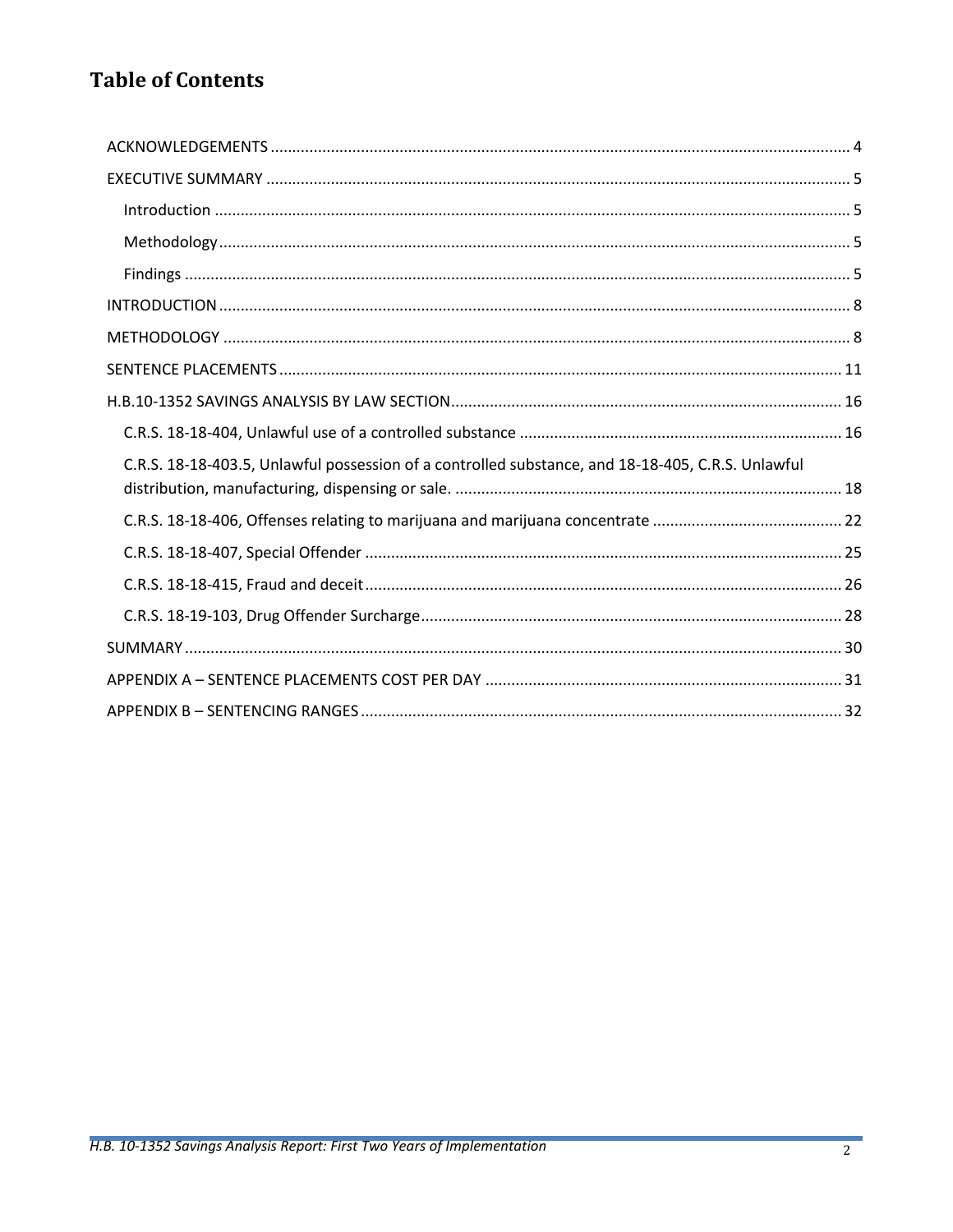# Table of Contents

- ACKNOWLEDGEMENTS ........ 4
- EXECUTIVE SUMMARY ........ 5
  - Introduction ........ 5
  - Methodology ........ 5
  - Findings ........ 5
- INTRODUCTION ........ 8
- METHODOLOGY ........ 8
- SENTENCE PLACEMENTS ........ 11
- H.B.10-1352 SAVINGS ANALYSIS BY LAW SECTION ........ 16
  - C.R.S. 18-18-404, Unlawful use of a controlled substance ........ 16
  - C.R.S. 18-18-403.5, Unlawful possession of a controlled substance, and 18-18-405, C.R.S. Unlawful distribution, manufacturing, dispensing or sale. ........ 18
  - C.R.S. 18-18-406, Offenses relating to marijuana and marijuana concentrate ........ 22
  - C.R.S. 18-18-407, Special Offender ........ 25
  - C.R.S. 18-18-415, Fraud and deceit ........ 26
  - C.R.S. 18-19-103, Drug Offender Surcharge ........ 28
- SUMMARY ........ 30
- APPENDIX A – SENTENCE PLACEMENTS COST PER DAY ........ 31
- APPENDIX B – SENTENCING RANGES ........ 32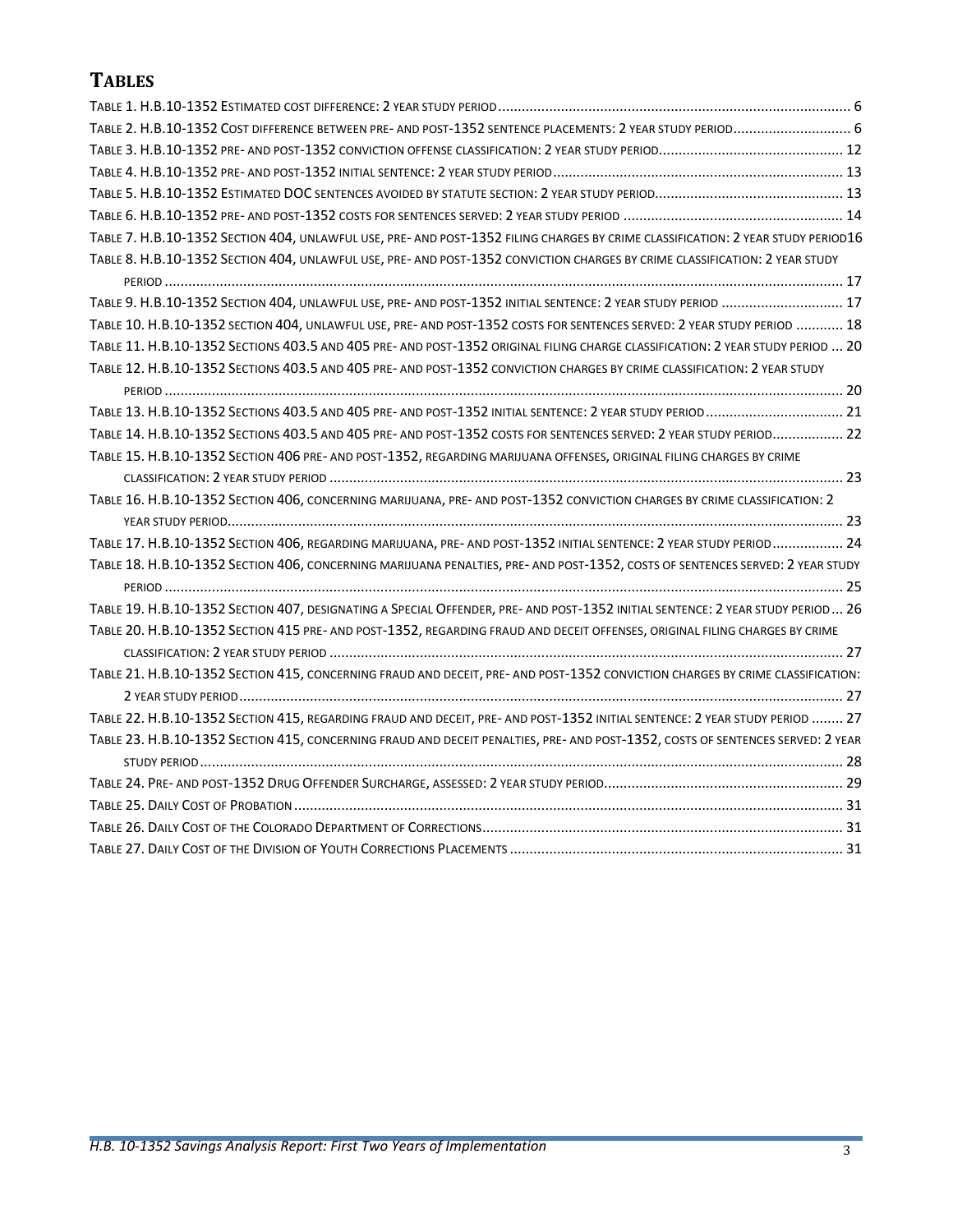# TABLES

TABLE 1. H.B.10-1352 ESTIMATED COST DIFFERENCE: 2 YEAR STUDY PERIOD ........ 6

TABLE 2. H.B.10-1352 COST DIFFERENCE BETWEEN PRE- AND POST-1352 SENTENCE PLACEMENTS: 2 YEAR STUDY PERIOD ........ 6

TABLE 3. H.B.10-1352 PRE- AND POST-1352 CONVICTION OFFENSE CLASSIFICATION: 2 YEAR STUDY PERIOD ........ 12

TABLE 4. H.B.10-1352 PRE- AND POST-1352 INITIAL SENTENCE: 2 YEAR STUDY PERIOD ........ 13

TABLE 5. H.B.10-1352 ESTIMATED DOC SENTENCES AVOIDED BY STATUTE SECTION: 2 YEAR STUDY PERIOD ........ 13

TABLE 6. H.B.10-1352 PRE- AND POST-1352 COSTS FOR SENTENCES SERVED: 2 YEAR STUDY PERIOD ........ 14

TABLE 7. H.B.10-1352 SECTION 404, UNLAWFUL USE, PRE- AND POST-1352 FILING CHARGES BY CRIME CLASSIFICATION: 2 YEAR STUDY PERIOD ........ 16

TABLE 8. H.B.10-1352 SECTION 404, UNLAWFUL USE, PRE- AND POST-1352 CONVICTION CHARGES BY CRIME CLASSIFICATION: 2 YEAR STUDY PERIOD ........ 17

TABLE 9. H.B.10-1352 SECTION 404, UNLAWFUL USE, PRE- AND POST-1352 INITIAL SENTENCE: 2 YEAR STUDY PERIOD ........ 17

TABLE 10. H.B.10-1352 SECTION 404, UNLAWFUL USE, PRE- AND POST-1352 COSTS FOR SENTENCES SERVED: 2 YEAR STUDY PERIOD ........ 18

TABLE 11. H.B.10-1352 SECTIONS 403.5 AND 405 PRE- AND POST-1352 ORIGINAL FILING CHARGE CLASSIFICATION: 2 YEAR STUDY PERIOD ........ 20

TABLE 12. H.B.10-1352 SECTIONS 403.5 AND 405 PRE- AND POST-1352 CONVICTION CHARGES BY CRIME CLASSIFICATION: 2 YEAR STUDY PERIOD ........ 20

TABLE 13. H.B.10-1352 SECTIONS 403.5 AND 405 PRE- AND POST-1352 INITIAL SENTENCE: 2 YEAR STUDY PERIOD ........ 21

TABLE 14. H.B.10-1352 SECTIONS 403.5 AND 405 PRE- AND POST-1352 COSTS FOR SENTENCES SERVED: 2 YEAR STUDY PERIOD ........ 22

TABLE 15. H.B.10-1352 SECTION 406 PRE- AND POST-1352, REGARDING MARIJUANA OFFENSES, ORIGINAL FILING CHARGES BY CRIME CLASSIFICATION: 2 YEAR STUDY PERIOD ........ 23

TABLE 16. H.B.10-1352 SECTION 406, CONCERNING MARIJUANA, PRE- AND POST-1352 CONVICTION CHARGES BY CRIME CLASSIFICATION: 2 YEAR STUDY PERIOD ........ 23

TABLE 17. H.B.10-1352 SECTION 406, REGARDING MARIJUANA, PRE- AND POST-1352 INITIAL SENTENCE: 2 YEAR STUDY PERIOD ........ 24

TABLE 18. H.B.10-1352 SECTION 406, CONCERNING MARIJUANA PENALTIES, PRE- AND POST-1352, COSTS OF SENTENCES SERVED: 2 YEAR STUDY PERIOD ........ 25

TABLE 19. H.B.10-1352 SECTION 407, DESIGNATING A SPECIAL OFFENDER, PRE- AND POST-1352 INITIAL SENTENCE: 2 YEAR STUDY PERIOD ........ 26

TABLE 20. H.B.10-1352 SECTION 415 PRE- AND POST-1352, REGARDING FRAUD AND DECEIT OFFENSES, ORIGINAL FILING CHARGES BY CRIME CLASSIFICATION: 2 YEAR STUDY PERIOD ........ 27

TABLE 21. H.B.10-1352 SECTION 415, CONCERNING FRAUD AND DECEIT, PRE- AND POST-1352 CONVICTION CHARGES BY CRIME CLASSIFICATION: 2 YEAR STUDY PERIOD ........ 27

TABLE 22. H.B.10-1352 SECTION 415, REGARDING FRAUD AND DECEIT, PRE- AND POST-1352 INITIAL SENTENCE: 2 YEAR STUDY PERIOD ........ 27

TABLE 23. H.B.10-1352 SECTION 415, CONCERNING FRAUD AND DECEIT PENALTIES, PRE- AND POST-1352, COSTS OF SENTENCES SERVED: 2 YEAR STUDY PERIOD ........ 28

TABLE 24. PRE- AND POST-1352 DRUG OFFENDER SURCHARGE, ASSESSED: 2 YEAR STUDY PERIOD ........ 29

TABLE 25. DAILY COST OF PROBATION ........ 31

TABLE 26. DAILY COST OF THE COLORADO DEPARTMENT OF CORRECTIONS ........ 31

TABLE 27. DAILY COST OF THE DIVISION OF YOUTH CORRECTIONS PLACEMENTS ........ 31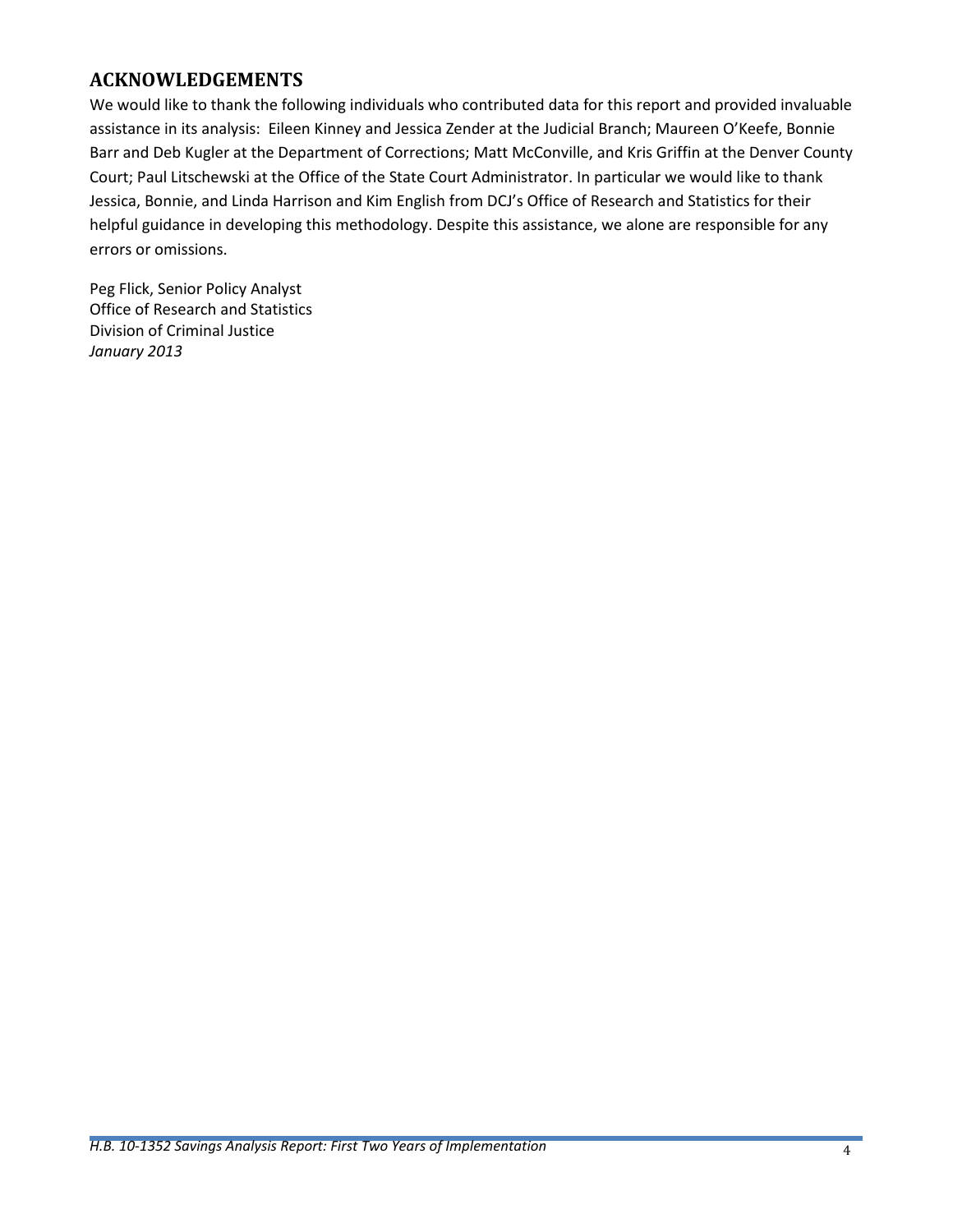## ACKNOWLEDGEMENTS

We would like to thank the following individuals who contributed data for this report and provided invaluable assistance in its analysis: Eileen Kinney and Jessica Zender at the Judicial Branch; Maureen O'Keefe, Bonnie Barr and Deb Kugler at the Department of Corrections; Matt McConville, and Kris Griffin at the Denver County Court; Paul Litschewski at the Office of the State Court Administrator. In particular we would like to thank Jessica, Bonnie, and Linda Harrison and Kim English from DCJ's Office of Research and Statistics for their helpful guidance in developing this methodology. Despite this assistance, we alone are responsible for any errors or omissions.

Peg Flick, Senior Policy Analyst
Office of Research and Statistics
Division of Criminal Justice
*January 2013*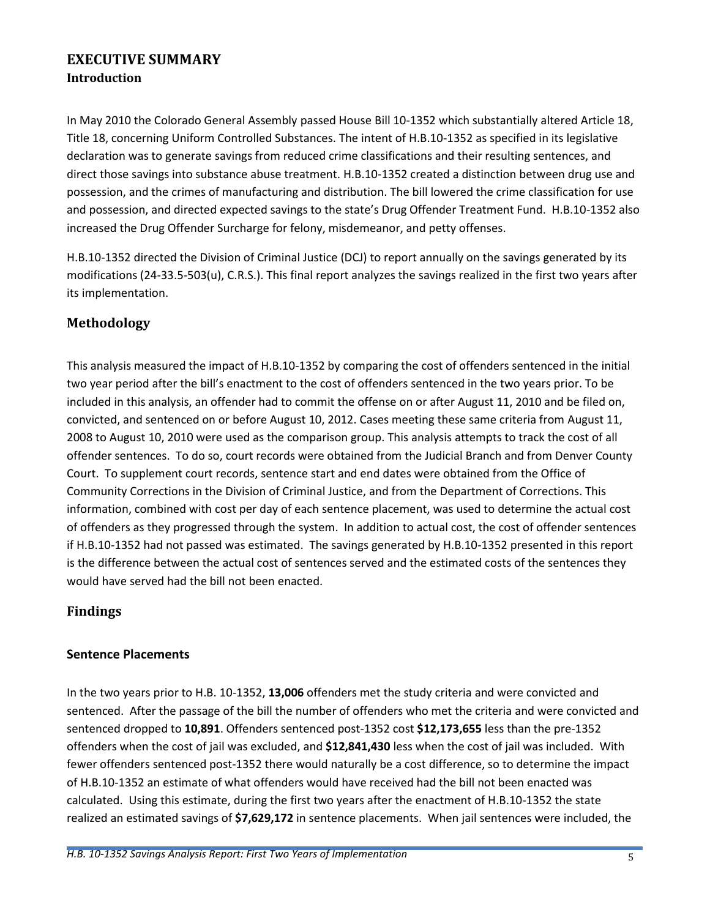# EXECUTIVE SUMMARY

## Introduction

In May 2010 the Colorado General Assembly passed House Bill 10-1352 which substantially altered Article 18, Title 18, concerning Uniform Controlled Substances. The intent of H.B.10-1352 as specified in its legislative declaration was to generate savings from reduced crime classifications and their resulting sentences, and direct those savings into substance abuse treatment. H.B.10-1352 created a distinction between drug use and possession, and the crimes of manufacturing and distribution. The bill lowered the crime classification for use and possession, and directed expected savings to the state's Drug Offender Treatment Fund. H.B.10-1352 also increased the Drug Offender Surcharge for felony, misdemeanor, and petty offenses.

H.B.10-1352 directed the Division of Criminal Justice (DCJ) to report annually on the savings generated by its modifications (24-33.5-503(u), C.R.S.). This final report analyzes the savings realized in the first two years after its implementation.

## Methodology

This analysis measured the impact of H.B.10-1352 by comparing the cost of offenders sentenced in the initial two year period after the bill's enactment to the cost of offenders sentenced in the two years prior. To be included in this analysis, an offender had to commit the offense on or after August 11, 2010 and be filed on, convicted, and sentenced on or before August 10, 2012. Cases meeting these same criteria from August 11, 2008 to August 10, 2010 were used as the comparison group. This analysis attempts to track the cost of all offender sentences. To do so, court records were obtained from the Judicial Branch and from Denver County Court. To supplement court records, sentence start and end dates were obtained from the Office of Community Corrections in the Division of Criminal Justice, and from the Department of Corrections. This information, combined with cost per day of each sentence placement, was used to determine the actual cost of offenders as they progressed through the system. In addition to actual cost, the cost of offender sentences if H.B.10-1352 had not passed was estimated. The savings generated by H.B.10-1352 presented in this report is the difference between the actual cost of sentences served and the estimated costs of the sentences they would have served had the bill not been enacted.

## Findings

### Sentence Placements

In the two years prior to H.B. 10-1352, **13,006** offenders met the study criteria and were convicted and sentenced. After the passage of the bill the number of offenders who met the criteria and were convicted and sentenced dropped to **10,891**. Offenders sentenced post-1352 cost **$12,173,655** less than the pre-1352 offenders when the cost of jail was excluded, and **$12,841,430** less when the cost of jail was included. With fewer offenders sentenced post-1352 there would naturally be a cost difference, so to determine the impact of H.B.10-1352 an estimate of what offenders would have received had the bill not been enacted was calculated. Using this estimate, during the first two years after the enactment of H.B.10-1352 the state realized an estimated savings of **$7,629,172** in sentence placements. When jail sentences were included, the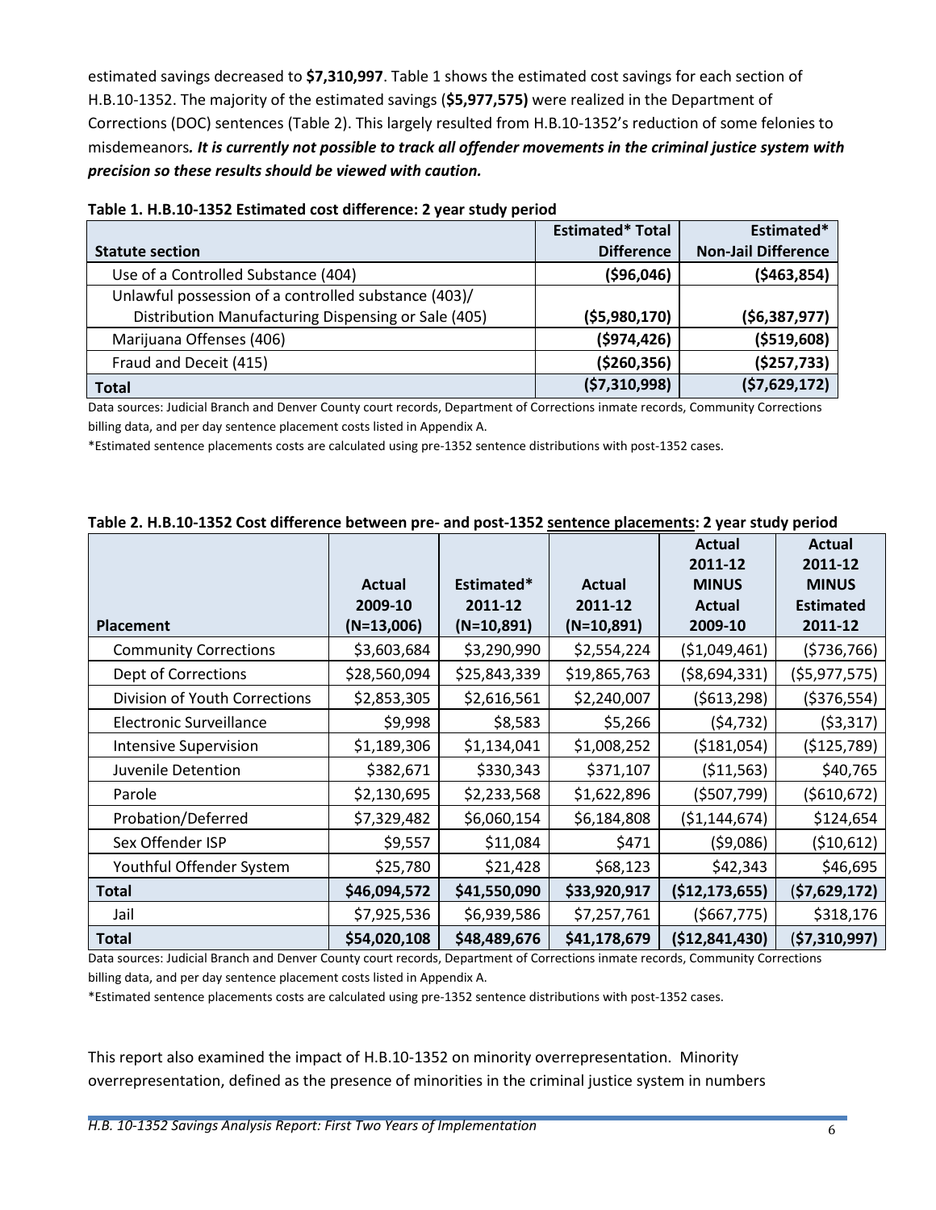estimated savings decreased to **$7,310,997**. Table 1 shows the estimated cost savings for each section of H.B.10-1352. The majority of the estimated savings (**$5,977,575)** were realized in the Department of Corrections (DOC) sentences (Table 2). This largely resulted from H.B.10-1352's reduction of some felonies to misdemeanors*.* ***It is currently not possible to track all offender movements in the criminal justice system with precision so these results should be viewed with caution.***

**Table 1. H.B.10-1352 Estimated cost difference: 2 year study period**

| Statute section | Estimated* Total Difference | Estimated* Non-Jail Difference |
|---|---|---|
| Use of a Controlled Substance (404) | ($96,046) | ($463,854) |
| Unlawful possession of a controlled substance (403)/ Distribution Manufacturing Dispensing or Sale (405) | ($5,980,170) | ($6,387,977) |
| Marijuana Offenses (406) | ($974,426) | ($519,608) |
| Fraud and Deceit (415) | ($260,356) | ($257,733) |
| **Total** | **($7,310,998)** | **($7,629,172)** |

Data sources: Judicial Branch and Denver County court records, Department of Corrections inmate records, Community Corrections billing data, and per day sentence placement costs listed in Appendix A.

*Estimated sentence placements costs are calculated using pre-1352 sentence distributions with post-1352 cases.

**Table 2. H.B.10-1352 Cost difference between pre- and post-1352 sentence placements: 2 year study period**

| Placement | Actual 2009-10 (N=13,006) | Estimated* 2011-12 (N=10,891) | Actual 2011-12 (N=10,891) | Actual 2011-12 MINUS Actual 2009-10 | Actual 2011-12 MINUS Estimated 2011-12 |
|---|---|---|---|---|---|
| Community Corrections | $3,603,684 | $3,290,990 | $2,554,224 | ($1,049,461) | ($736,766) |
| Dept of Corrections | $28,560,094 | $25,843,339 | $19,865,763 | ($8,694,331) | ($5,977,575) |
| Division of Youth Corrections | $2,853,305 | $2,616,561 | $2,240,007 | ($613,298) | ($376,554) |
| Electronic Surveillance | $9,998 | $8,583 | $5,266 | ($4,732) | ($3,317) |
| Intensive Supervision | $1,189,306 | $1,134,041 | $1,008,252 | ($181,054) | ($125,789) |
| Juvenile Detention | $382,671 | $330,343 | $371,107 | ($11,563) | $40,765 |
| Parole | $2,130,695 | $2,233,568 | $1,622,896 | ($507,799) | ($610,672) |
| Probation/Deferred | $7,329,482 | $6,060,154 | $6,184,808 | ($1,144,674) | $124,654 |
| Sex Offender ISP | $9,557 | $11,084 | $471 | ($9,086) | ($10,612) |
| Youthful Offender System | $25,780 | $21,428 | $68,123 | $42,343 | $46,695 |
| **Total** | **$46,094,572** | **$41,550,090** | **$33,920,917** | **($12,173,655)** | **($7,629,172)** |
| Jail | $7,925,536 | $6,939,586 | $7,257,761 | ($667,775) | $318,176 |
| **Total** | **$54,020,108** | **$48,489,676** | **$41,178,679** | **($12,841,430)** | **($7,310,997)** |

Data sources: Judicial Branch and Denver County court records, Department of Corrections inmate records, Community Corrections billing data, and per day sentence placement costs listed in Appendix A.

*Estimated sentence placements costs are calculated using pre-1352 sentence distributions with post-1352 cases.

This report also examined the impact of H.B.10-1352 on minority overrepresentation. Minority overrepresentation, defined as the presence of minorities in the criminal justice system in numbers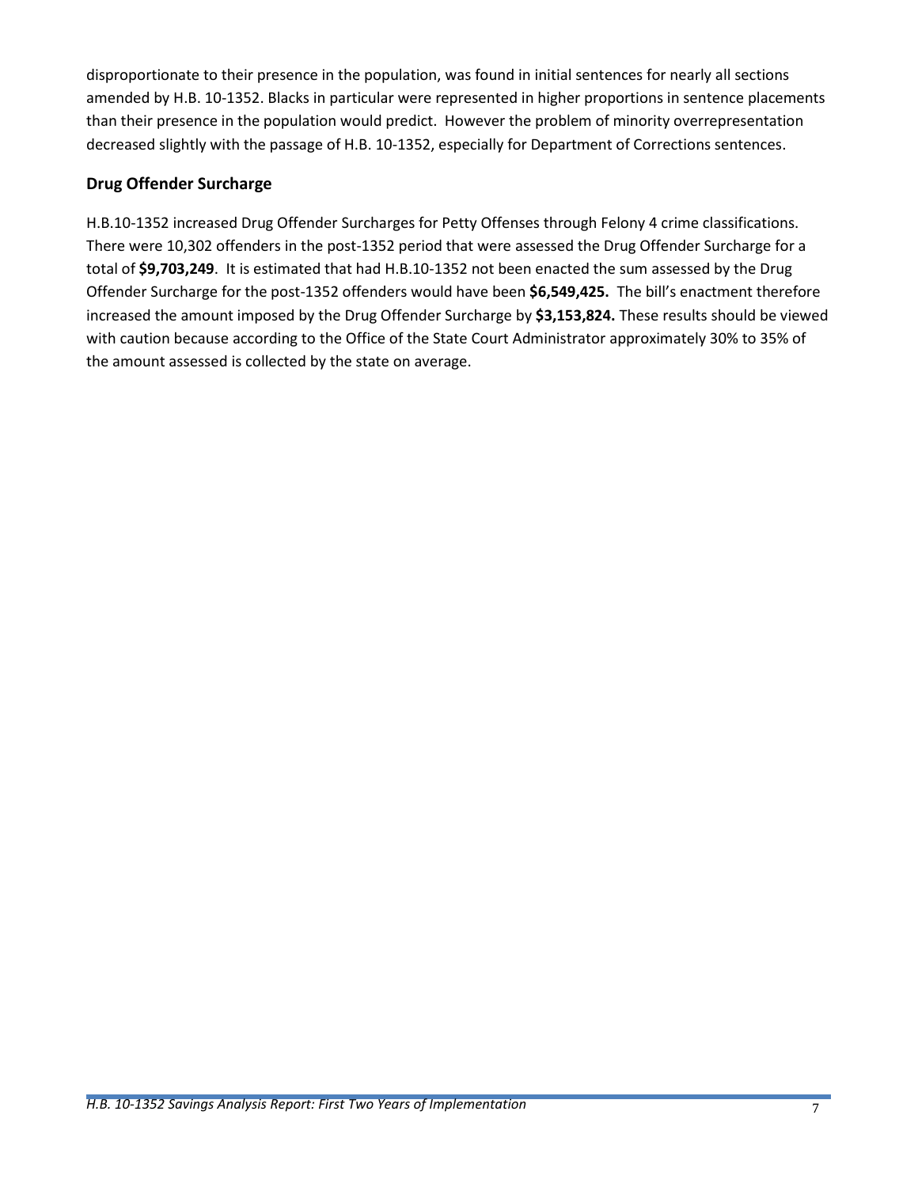disproportionate to their presence in the population, was found in initial sentences for nearly all sections amended by H.B. 10-1352. Blacks in particular were represented in higher proportions in sentence placements than their presence in the population would predict. However the problem of minority overrepresentation decreased slightly with the passage of H.B. 10-1352, especially for Department of Corrections sentences.

## Drug Offender Surcharge

H.B.10-1352 increased Drug Offender Surcharges for Petty Offenses through Felony 4 crime classifications. There were 10,302 offenders in the post-1352 period that were assessed the Drug Offender Surcharge for a total of **$9,703,249**. It is estimated that had H.B.10-1352 not been enacted the sum assessed by the Drug Offender Surcharge for the post-1352 offenders would have been **$6,549,425.** The bill's enactment therefore increased the amount imposed by the Drug Offender Surcharge by **$3,153,824.** These results should be viewed with caution because according to the Office of the State Court Administrator approximately 30% to 35% of the amount assessed is collected by the state on average.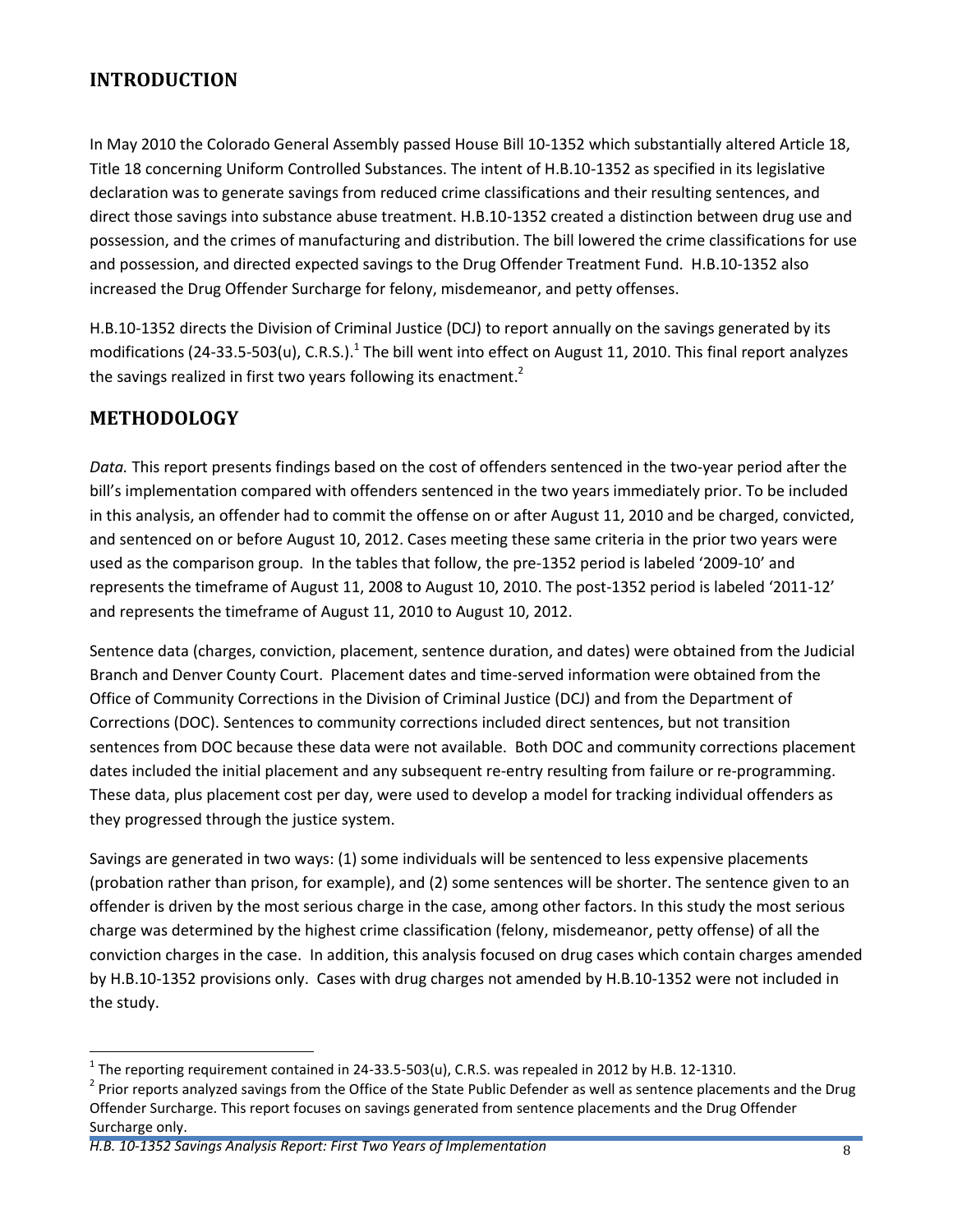## INTRODUCTION

In May 2010 the Colorado General Assembly passed House Bill 10-1352 which substantially altered Article 18, Title 18 concerning Uniform Controlled Substances. The intent of H.B.10-1352 as specified in its legislative declaration was to generate savings from reduced crime classifications and their resulting sentences, and direct those savings into substance abuse treatment. H.B.10-1352 created a distinction between drug use and possession, and the crimes of manufacturing and distribution. The bill lowered the crime classifications for use and possession, and directed expected savings to the Drug Offender Treatment Fund. H.B.10-1352 also increased the Drug Offender Surcharge for felony, misdemeanor, and petty offenses.

H.B.10-1352 directs the Division of Criminal Justice (DCJ) to report annually on the savings generated by its modifications (24-33.5-503(u), C.R.S.).[1] The bill went into effect on August 11, 2010. This final report analyzes the savings realized in first two years following its enactment.[2]

## METHODOLOGY

*Data.* This report presents findings based on the cost of offenders sentenced in the two-year period after the bill's implementation compared with offenders sentenced in the two years immediately prior. To be included in this analysis, an offender had to commit the offense on or after August 11, 2010 and be charged, convicted, and sentenced on or before August 10, 2012. Cases meeting these same criteria in the prior two years were used as the comparison group. In the tables that follow, the pre-1352 period is labeled '2009-10' and represents the timeframe of August 11, 2008 to August 10, 2010. The post-1352 period is labeled '2011-12' and represents the timeframe of August 11, 2010 to August 10, 2012.

Sentence data (charges, conviction, placement, sentence duration, and dates) were obtained from the Judicial Branch and Denver County Court. Placement dates and time-served information were obtained from the Office of Community Corrections in the Division of Criminal Justice (DCJ) and from the Department of Corrections (DOC). Sentences to community corrections included direct sentences, but not transition sentences from DOC because these data were not available. Both DOC and community corrections placement dates included the initial placement and any subsequent re-entry resulting from failure or re-programming. These data, plus placement cost per day, were used to develop a model for tracking individual offenders as they progressed through the justice system.

Savings are generated in two ways: (1) some individuals will be sentenced to less expensive placements (probation rather than prison, for example), and (2) some sentences will be shorter. The sentence given to an offender is driven by the most serious charge in the case, among other factors. In this study the most serious charge was determined by the highest crime classification (felony, misdemeanor, petty offense) of all the conviction charges in the case. In addition, this analysis focused on drug cases which contain charges amended by H.B.10-1352 provisions only. Cases with drug charges not amended by H.B.10-1352 were not included in the study.

---

[1] The reporting requirement contained in 24-33.5-503(u), C.R.S. was repealed in 2012 by H.B. 12-1310.

[2] Prior reports analyzed savings from the Office of the State Public Defender as well as sentence placements and the Drug Offender Surcharge. This report focuses on savings generated from sentence placements and the Drug Offender Surcharge only.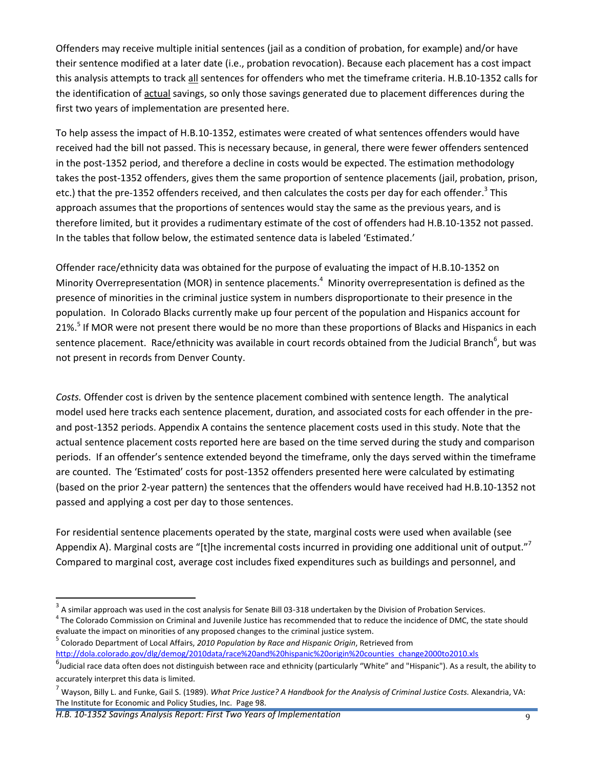Offenders may receive multiple initial sentences (jail as a condition of probation, for example) and/or have their sentence modified at a later date (i.e., probation revocation). Because each placement has a cost impact this analysis attempts to track <u>all</u> sentences for offenders who met the timeframe criteria. H.B.10-1352 calls for the identification of <u>actual</u> savings, so only those savings generated due to placement differences during the first two years of implementation are presented here.

To help assess the impact of H.B.10-1352, estimates were created of what sentences offenders would have received had the bill not passed. This is necessary because, in general, there were fewer offenders sentenced in the post-1352 period, and therefore a decline in costs would be expected. The estimation methodology takes the post-1352 offenders, gives them the same proportion of sentence placements (jail, probation, prison, etc.) that the pre-1352 offenders received, and then calculates the costs per day for each offender.[3] This approach assumes that the proportions of sentences would stay the same as the previous years, and is therefore limited, but it provides a rudimentary estimate of the cost of offenders had H.B.10-1352 not passed. In the tables that follow below, the estimated sentence data is labeled 'Estimated.'

Offender race/ethnicity data was obtained for the purpose of evaluating the impact of H.B.10-1352 on Minority Overrepresentation (MOR) in sentence placements.[4] Minority overrepresentation is defined as the presence of minorities in the criminal justice system in numbers disproportionate to their presence in the population. In Colorado Blacks currently make up four percent of the population and Hispanics account for 21%.[5] If MOR were not present there would be no more than these proportions of Blacks and Hispanics in each sentence placement. Race/ethnicity was available in court records obtained from the Judicial Branch[6], but was not present in records from Denver County.

*Costs.* Offender cost is driven by the sentence placement combined with sentence length. The analytical model used here tracks each sentence placement, duration, and associated costs for each offender in the pre- and post-1352 periods. Appendix A contains the sentence placement costs used in this study. Note that the actual sentence placement costs reported here are based on the time served during the study and comparison periods. If an offender's sentence extended beyond the timeframe, only the days served within the timeframe are counted. The 'Estimated' costs for post-1352 offenders presented here were calculated by estimating (based on the prior 2-year pattern) the sentences that the offenders would have received had H.B.10-1352 not passed and applying a cost per day to those sentences.

For residential sentence placements operated by the state, marginal costs were used when available (see Appendix A). Marginal costs are "[t]he incremental costs incurred in providing one additional unit of output."[7] Compared to marginal cost, average cost includes fixed expenditures such as buildings and personnel, and

---

[3] A similar approach was used in the cost analysis for Senate Bill 03-318 undertaken by the Division of Probation Services.

[4] The Colorado Commission on Criminal and Juvenile Justice has recommended that to reduce the incidence of DMC, the state should evaluate the impact on minorities of any proposed changes to the criminal justice system.

[5] Colorado Department of Local Affairs, *2010 Population by Race and Hispanic Origin*, Retrieved from http://dola.colorado.gov/dlg/demog/2010data/race%20and%20hispanic%20origin%20counties_change2000to2010.xls

[6] Judicial race data often does not distinguish between race and ethnicity (particularly "White" and "Hispanic"). As a result, the ability to accurately interpret this data is limited.

[7] Wayson, Billy L. and Funke, Gail S. (1989). *What Price Justice? A Handbook for the Analysis of Criminal Justice Costs.* Alexandria, VA: The Institute for Economic and Policy Studies, Inc. Page 98.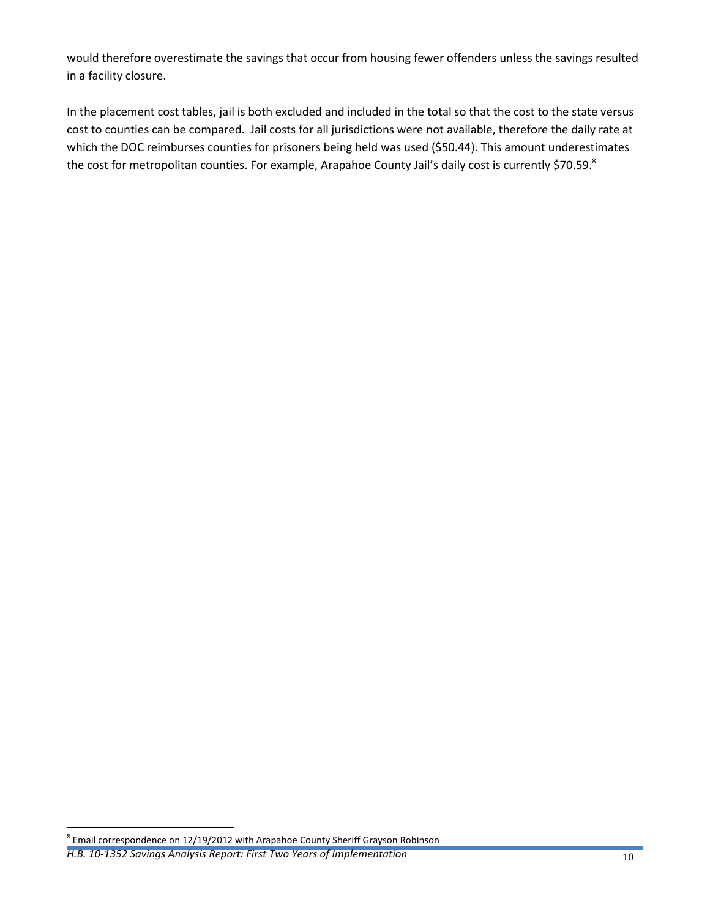would therefore overestimate the savings that occur from housing fewer offenders unless the savings resulted in a facility closure.

In the placement cost tables, jail is both excluded and included in the total so that the cost to the state versus cost to counties can be compared. Jail costs for all jurisdictions were not available, therefore the daily rate at which the DOC reimburses counties for prisoners being held was used ($50.44). This amount underestimates the cost for metropolitan counties. For example, Arapahoe County Jail's daily cost is currently $70.59.[8]

[8] Email correspondence on 12/19/2012 with Arapahoe County Sheriff Grayson Robinson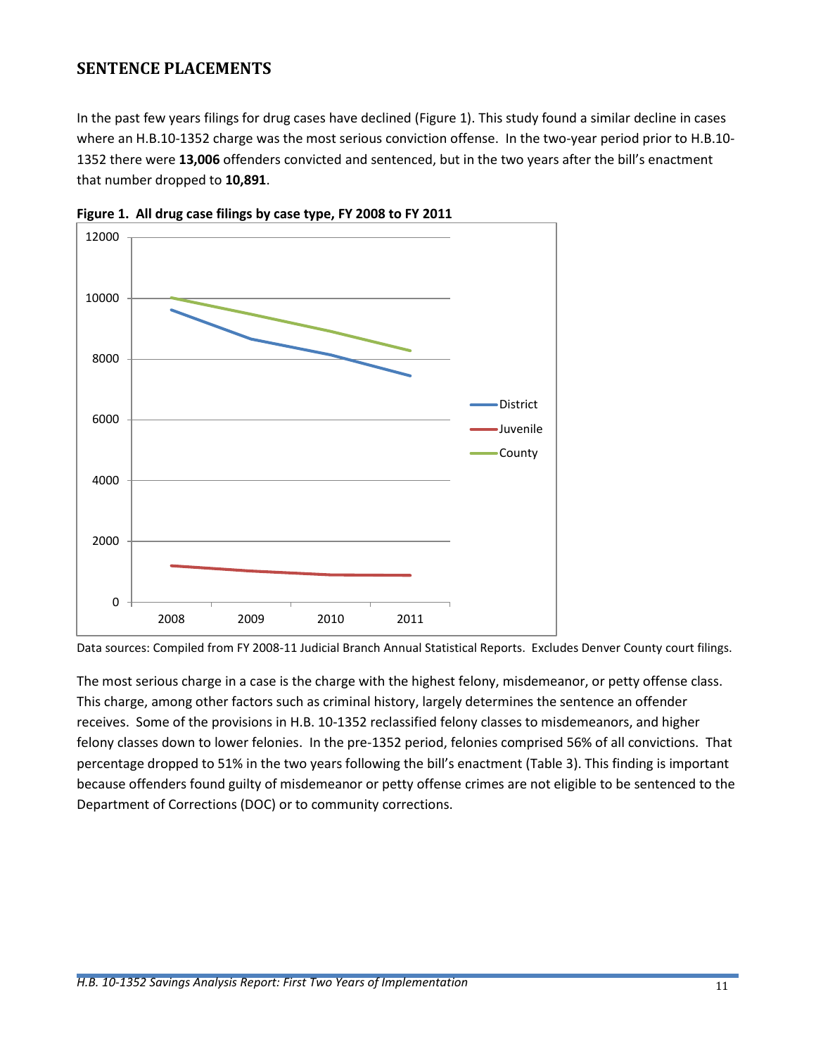## SENTENCE PLACEMENTS

In the past few years filings for drug cases have declined (Figure 1). This study found a similar decline in cases where an H.B.10-1352 charge was the most serious conviction offense. In the two-year period prior to H.B.10-1352 there were **13,006** offenders convicted and sentenced, but in the two years after the bill's enactment that number dropped to **10,891**.

**Figure 1. All drug case filings by case type, FY 2008 to FY 2011**

Data sources: Compiled from FY 2008-11 Judicial Branch Annual Statistical Reports. Excludes Denver County court filings.

The most serious charge in a case is the charge with the highest felony, misdemeanor, or petty offense class. This charge, among other factors such as criminal history, largely determines the sentence an offender receives. Some of the provisions in H.B. 10-1352 reclassified felony classes to misdemeanors, and higher felony classes down to lower felonies. In the pre-1352 period, felonies comprised 56% of all convictions. That percentage dropped to 51% in the two years following the bill's enactment (Table 3). This finding is important because offenders found guilty of misdemeanor or petty offense crimes are not eligible to be sentenced to the Department of Corrections (DOC) or to community corrections.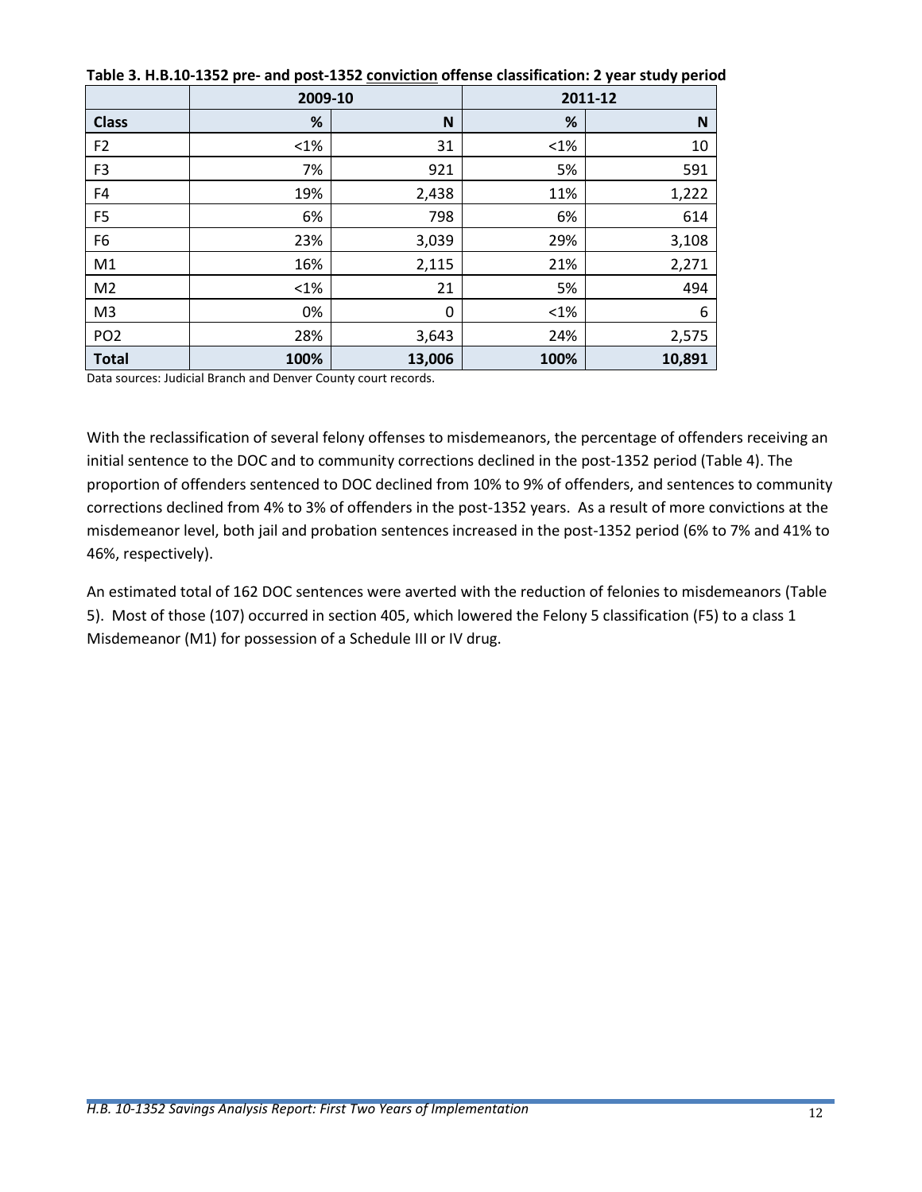**Table 3. H.B.10-1352 pre- and post-1352 conviction offense classification: 2 year study period**

| | 2009-10 | | 2011-12 | |
|---|---|---|---|---|
| **Class** | **%** | **N** | **%** | **N** |
| F2 | <1% | 31 | <1% | 10 |
| F3 | 7% | 921 | 5% | 591 |
| F4 | 19% | 2,438 | 11% | 1,222 |
| F5 | 6% | 798 | 6% | 614 |
| F6 | 23% | 3,039 | 29% | 3,108 |
| M1 | 16% | 2,115 | 21% | 2,271 |
| M2 | <1% | 21 | 5% | 494 |
| M3 | 0% | 0 | <1% | 6 |
| PO2 | 28% | 3,643 | 24% | 2,575 |
| **Total** | **100%** | **13,006** | **100%** | **10,891** |

Data sources: Judicial Branch and Denver County court records.

With the reclassification of several felony offenses to misdemeanors, the percentage of offenders receiving an initial sentence to the DOC and to community corrections declined in the post-1352 period (Table 4). The proportion of offenders sentenced to DOC declined from 10% to 9% of offenders, and sentences to community corrections declined from 4% to 3% of offenders in the post-1352 years. As a result of more convictions at the misdemeanor level, both jail and probation sentences increased in the post-1352 period (6% to 7% and 41% to 46%, respectively).

An estimated total of 162 DOC sentences were averted with the reduction of felonies to misdemeanors (Table 5). Most of those (107) occurred in section 405, which lowered the Felony 5 classification (F5) to a class 1 Misdemeanor (M1) for possession of a Schedule III or IV drug.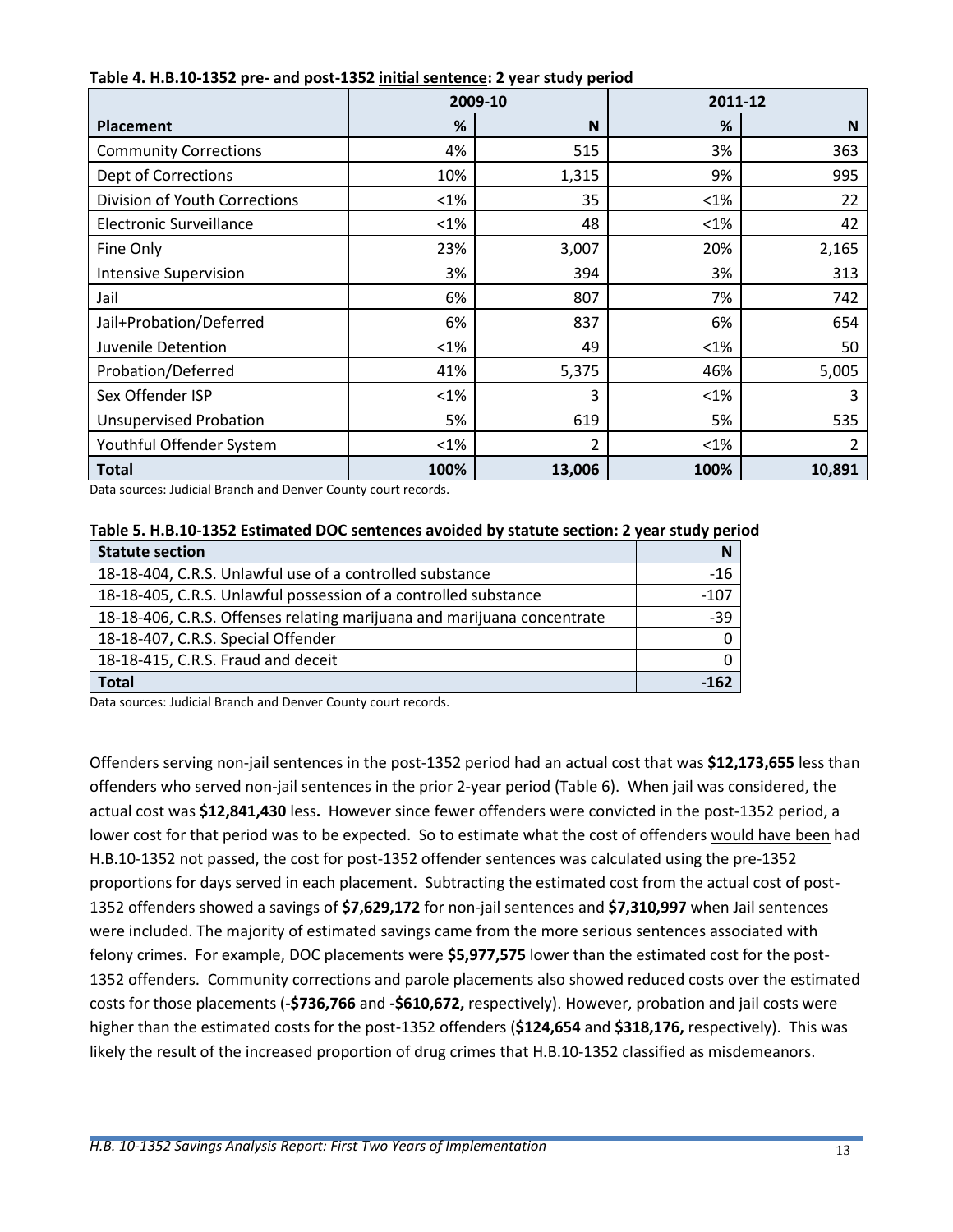**Table 4. H.B.10-1352 pre- and post-1352 <u>initial sentence</u>: 2 year study period**

| | 2009-10 | | 2011-12 | |
|---|---|---|---|---|
| **Placement** | **%** | **N** | **%** | **N** |
| Community Corrections | 4% | 515 | 3% | 363 |
| Dept of Corrections | 10% | 1,315 | 9% | 995 |
| Division of Youth Corrections | <1% | 35 | <1% | 22 |
| Electronic Surveillance | <1% | 48 | <1% | 42 |
| Fine Only | 23% | 3,007 | 20% | 2,165 |
| Intensive Supervision | 3% | 394 | 3% | 313 |
| Jail | 6% | 807 | 7% | 742 |
| Jail+Probation/Deferred | 6% | 837 | 6% | 654 |
| Juvenile Detention | <1% | 49 | <1% | 50 |
| Probation/Deferred | 41% | 5,375 | 46% | 5,005 |
| Sex Offender ISP | <1% | 3 | <1% | 3 |
| Unsupervised Probation | 5% | 619 | 5% | 535 |
| Youthful Offender System | <1% | 2 | <1% | 2 |
| **Total** | **100%** | **13,006** | **100%** | **10,891** |

Data sources: Judicial Branch and Denver County court records.

**Table 5. H.B.10-1352 Estimated DOC sentences avoided by statute section: 2 year study period**

| Statute section | N |
|---|---|
| 18-18-404, C.R.S. Unlawful use of a controlled substance | -16 |
| 18-18-405, C.R.S. Unlawful possession of a controlled substance | -107 |
| 18-18-406, C.R.S. Offenses relating marijuana and marijuana concentrate | -39 |
| 18-18-407, C.R.S. Special Offender | 0 |
| 18-18-415, C.R.S. Fraud and deceit | 0 |
| **Total** | **-162** |

Data sources: Judicial Branch and Denver County court records.

Offenders serving non-jail sentences in the post-1352 period had an actual cost that was **$12,173,655** less than offenders who served non-jail sentences in the prior 2-year period (Table 6). When jail was considered, the actual cost was **$12,841,430** less**.** However since fewer offenders were convicted in the post-1352 period, a lower cost for that period was to be expected. So to estimate what the cost of offenders <u>would have been</u> had H.B.10-1352 not passed, the cost for post-1352 offender sentences was calculated using the pre-1352 proportions for days served in each placement. Subtracting the estimated cost from the actual cost of post-1352 offenders showed a savings of **$7,629,172** for non-jail sentences and **$7,310,997** when Jail sentences were included. The majority of estimated savings came from the more serious sentences associated with felony crimes. For example, DOC placements were **$5,977,575** lower than the estimated cost for the post-1352 offenders. Community corrections and parole placements also showed reduced costs over the estimated costs for those placements (**-$736,766** and **-$610,672,** respectively). However, probation and jail costs were higher than the estimated costs for the post-1352 offenders (**$124,654** and **$318,176,** respectively). This was likely the result of the increased proportion of drug crimes that H.B.10-1352 classified as misdemeanors.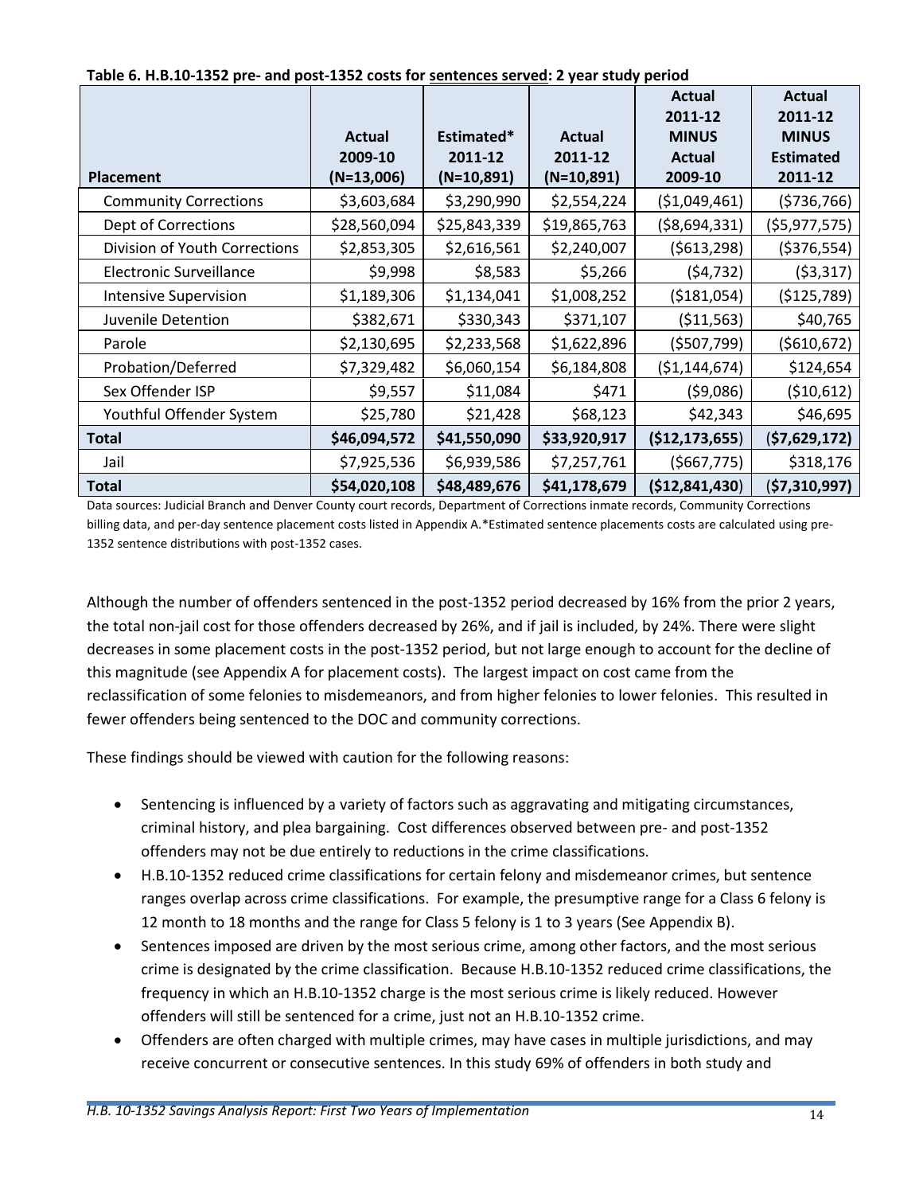**Table 6. H.B.10-1352 pre- and post-1352 costs for sentences served: 2 year study period**

| Placement | Actual 2009-10 (N=13,006) | Estimated* 2011-12 (N=10,891) | Actual 2011-12 (N=10,891) | Actual 2011-12 MINUS Actual 2009-10 | Actual 2011-12 MINUS Estimated 2011-12 |
|---|---|---|---|---|---|
| Community Corrections | $3,603,684 | $3,290,990 | $2,554,224 | ($1,049,461) | ($736,766) |
| Dept of Corrections | $28,560,094 | $25,843,339 | $19,865,763 | ($8,694,331) | ($5,977,575) |
| Division of Youth Corrections | $2,853,305 | $2,616,561 | $2,240,007 | ($613,298) | ($376,554) |
| Electronic Surveillance | $9,998 | $8,583 | $5,266 | ($4,732) | ($3,317) |
| Intensive Supervision | $1,189,306 | $1,134,041 | $1,008,252 | ($181,054) | ($125,789) |
| Juvenile Detention | $382,671 | $330,343 | $371,107 | ($11,563) | $40,765 |
| Parole | $2,130,695 | $2,233,568 | $1,622,896 | ($507,799) | ($610,672) |
| Probation/Deferred | $7,329,482 | $6,060,154 | $6,184,808 | ($1,144,674) | $124,654 |
| Sex Offender ISP | $9,557 | $11,084 | $471 | ($9,086) | ($10,612) |
| Youthful Offender System | $25,780 | $21,428 | $68,123 | $42,343 | $46,695 |
| **Total** | **$46,094,572** | **$41,550,090** | **$33,920,917** | **($12,173,655)** | **($7,629,172)** |
| Jail | $7,925,536 | $6,939,586 | $7,257,761 | ($667,775) | $318,176 |
| **Total** | **$54,020,108** | **$48,489,676** | **$41,178,679** | **($12,841,430)** | **($7,310,997)** |

Data sources: Judicial Branch and Denver County court records, Department of Corrections inmate records, Community Corrections billing data, and per-day sentence placement costs listed in Appendix A.*Estimated sentence placements costs are calculated using pre-1352 sentence distributions with post-1352 cases.

Although the number of offenders sentenced in the post-1352 period decreased by 16% from the prior 2 years, the total non-jail cost for those offenders decreased by 26%, and if jail is included, by 24%. There were slight decreases in some placement costs in the post-1352 period, but not large enough to account for the decline of this magnitude (see Appendix A for placement costs). The largest impact on cost came from the reclassification of some felonies to misdemeanors, and from higher felonies to lower felonies. This resulted in fewer offenders being sentenced to the DOC and community corrections.

These findings should be viewed with caution for the following reasons:

- Sentencing is influenced by a variety of factors such as aggravating and mitigating circumstances, criminal history, and plea bargaining. Cost differences observed between pre- and post-1352 offenders may not be due entirely to reductions in the crime classifications.
- H.B.10-1352 reduced crime classifications for certain felony and misdemeanor crimes, but sentence ranges overlap across crime classifications. For example, the presumptive range for a Class 6 felony is 12 month to 18 months and the range for Class 5 felony is 1 to 3 years (See Appendix B).
- Sentences imposed are driven by the most serious crime, among other factors, and the most serious crime is designated by the crime classification. Because H.B.10-1352 reduced crime classifications, the frequency in which an H.B.10-1352 charge is the most serious crime is likely reduced. However offenders will still be sentenced for a crime, just not an H.B.10-1352 crime.
- Offenders are often charged with multiple crimes, may have cases in multiple jurisdictions, and may receive concurrent or consecutive sentences. In this study 69% of offenders in both study and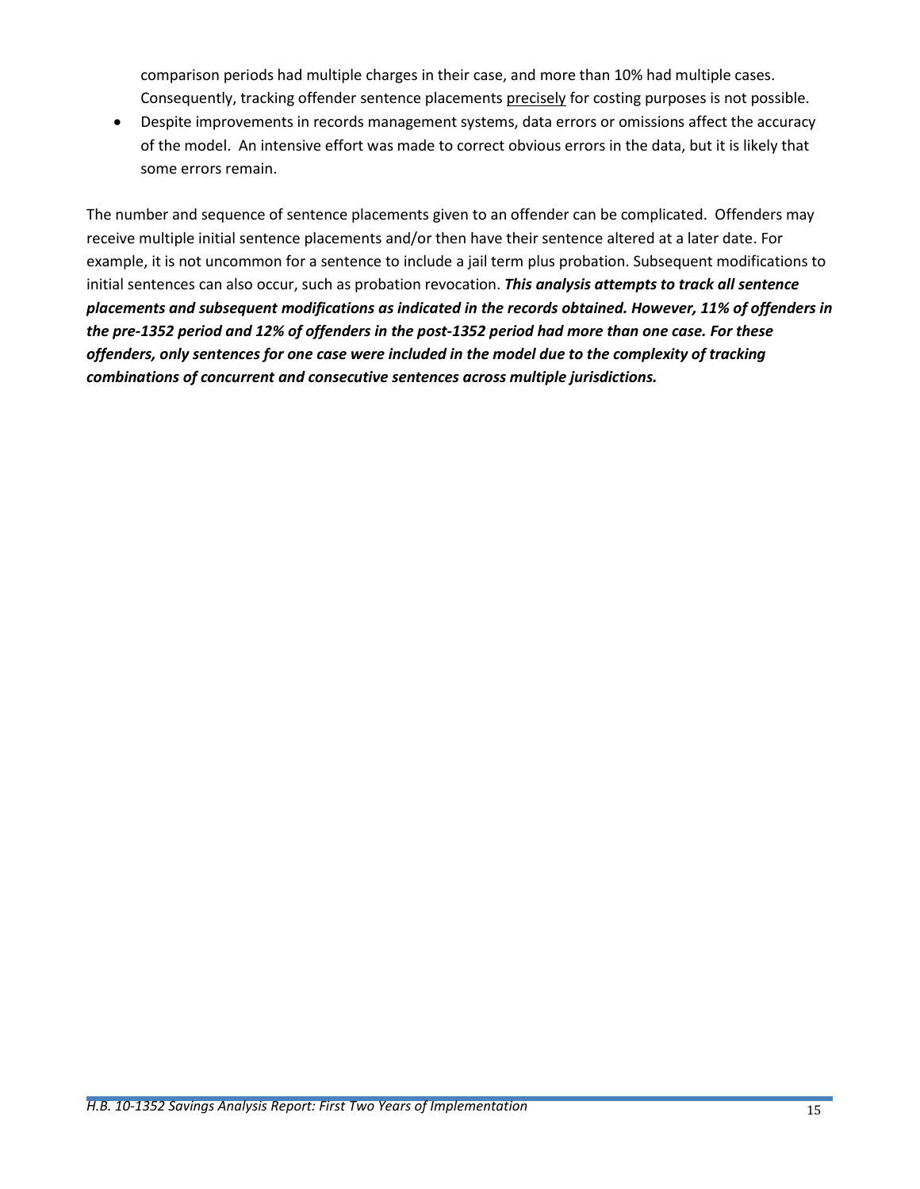comparison periods had multiple charges in their case, and more than 10% had multiple cases. Consequently, tracking offender sentence placements <u>precisely</u> for costing purposes is not possible.

- Despite improvements in records management systems, data errors or omissions affect the accuracy of the model. An intensive effort was made to correct obvious errors in the data, but it is likely that some errors remain.

The number and sequence of sentence placements given to an offender can be complicated. Offenders may receive multiple initial sentence placements and/or then have their sentence altered at a later date. For example, it is not uncommon for a sentence to include a jail term plus probation. Subsequent modifications to initial sentences can also occur, such as probation revocation. ***This analysis attempts to track all sentence placements and subsequent modifications as indicated in the records obtained. However, 11% of offenders in the pre-1352 period and 12% of offenders in the post-1352 period had more than one case. For these offenders, only sentences for one case were included in the model due to the complexity of tracking combinations of concurrent and consecutive sentences across multiple jurisdictions.***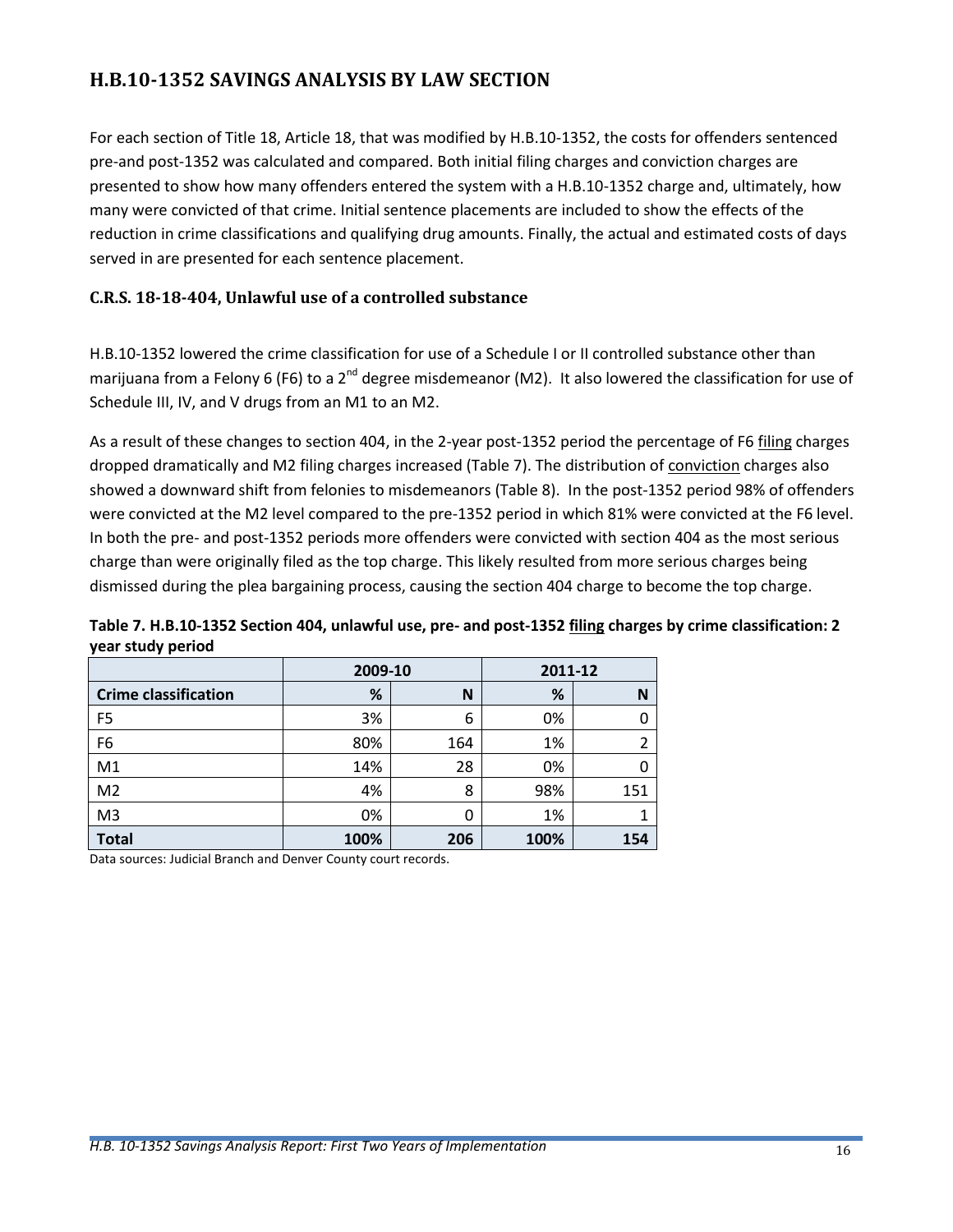## H.B.10-1352 SAVINGS ANALYSIS BY LAW SECTION

For each section of Title 18, Article 18, that was modified by H.B.10-1352, the costs for offenders sentenced pre-and post-1352 was calculated and compared. Both initial filing charges and conviction charges are presented to show how many offenders entered the system with a H.B.10-1352 charge and, ultimately, how many were convicted of that crime. Initial sentence placements are included to show the effects of the reduction in crime classifications and qualifying drug amounts. Finally, the actual and estimated costs of days served in are presented for each sentence placement.

### C.R.S. 18-18-404, Unlawful use of a controlled substance

H.B.10-1352 lowered the crime classification for use of a Schedule I or II controlled substance other than marijuana from a Felony 6 (F6) to a 2nd degree misdemeanor (M2). It also lowered the classification for use of Schedule III, IV, and V drugs from an M1 to an M2.

As a result of these changes to section 404, in the 2-year post-1352 period the percentage of F6 filing charges dropped dramatically and M2 filing charges increased (Table 7). The distribution of conviction charges also showed a downward shift from felonies to misdemeanors (Table 8). In the post-1352 period 98% of offenders were convicted at the M2 level compared to the pre-1352 period in which 81% were convicted at the F6 level. In both the pre- and post-1352 periods more offenders were convicted with section 404 as the most serious charge than were originally filed as the top charge. This likely resulted from more serious charges being dismissed during the plea bargaining process, causing the section 404 charge to become the top charge.

**Table 7. H.B.10-1352 Section 404, unlawful use, pre- and post-1352 filing charges by crime classification: 2 year study period**

| | 2009-10 | | 2011-12 | |
|---|---|---|---|---|
| **Crime classification** | **%** | **N** | **%** | **N** |
| F5 | 3% | 6 | 0% | 0 |
| F6 | 80% | 164 | 1% | 2 |
| M1 | 14% | 28 | 0% | 0 |
| M2 | 4% | 8 | 98% | 151 |
| M3 | 0% | 0 | 1% | 1 |
| **Total** | **100%** | **206** | **100%** | **154** |

Data sources: Judicial Branch and Denver County court records.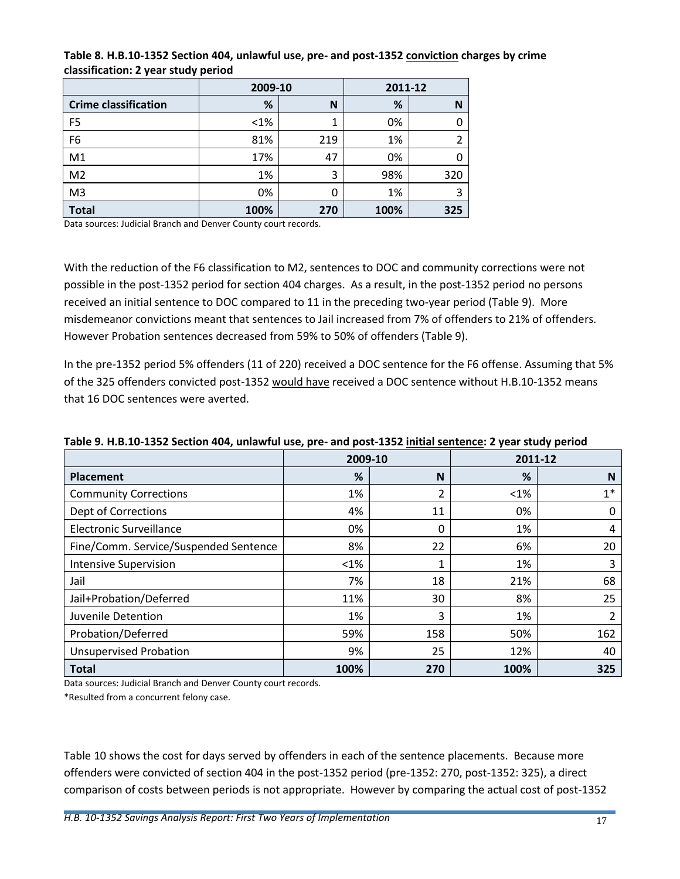**Table 8. H.B.10-1352 Section 404, unlawful use, pre- and post-1352 conviction charges by crime classification: 2 year study period**

| | 2009-10 | | 2011-12 | |
|---|---|---|---|---|
| **Crime classification** | **%** | **N** | **%** | **N** |
| F5 | <1% | 1 | 0% | 0 |
| F6 | 81% | 219 | 1% | 2 |
| M1 | 17% | 47 | 0% | 0 |
| M2 | 1% | 3 | 98% | 320 |
| M3 | 0% | 0 | 1% | 3 |
| **Total** | **100%** | **270** | **100%** | **325** |

Data sources: Judicial Branch and Denver County court records.

With the reduction of the F6 classification to M2, sentences to DOC and community corrections were not possible in the post-1352 period for section 404 charges. As a result, in the post-1352 period no persons received an initial sentence to DOC compared to 11 in the preceding two-year period (Table 9). More misdemeanor convictions meant that sentences to Jail increased from 7% of offenders to 21% of offenders. However Probation sentences decreased from 59% to 50% of offenders (Table 9).

In the pre-1352 period 5% offenders (11 of 220) received a DOC sentence for the F6 offense. Assuming that 5% of the 325 offenders convicted post-1352 would have received a DOC sentence without H.B.10-1352 means that 16 DOC sentences were averted.

**Table 9. H.B.10-1352 Section 404, unlawful use, pre- and post-1352 initial sentence: 2 year study period**

| | 2009-10 | | 2011-12 | |
|---|---|---|---|---|
| **Placement** | **%** | **N** | **%** | **N** |
| Community Corrections | 1% | 2 | <1% | 1* |
| Dept of Corrections | 4% | 11 | 0% | 0 |
| Electronic Surveillance | 0% | 0 | 1% | 4 |
| Fine/Comm. Service/Suspended Sentence | 8% | 22 | 6% | 20 |
| Intensive Supervision | <1% | 1 | 1% | 3 |
| Jail | 7% | 18 | 21% | 68 |
| Jail+Probation/Deferred | 11% | 30 | 8% | 25 |
| Juvenile Detention | 1% | 3 | 1% | 2 |
| Probation/Deferred | 59% | 158 | 50% | 162 |
| Unsupervised Probation | 9% | 25 | 12% | 40 |
| **Total** | **100%** | **270** | **100%** | **325** |

Data sources: Judicial Branch and Denver County court records.

*Resulted from a concurrent felony case.

Table 10 shows the cost for days served by offenders in each of the sentence placements. Because more offenders were convicted of section 404 in the post-1352 period (pre-1352: 270, post-1352: 325), a direct comparison of costs between periods is not appropriate. However by comparing the actual cost of post-1352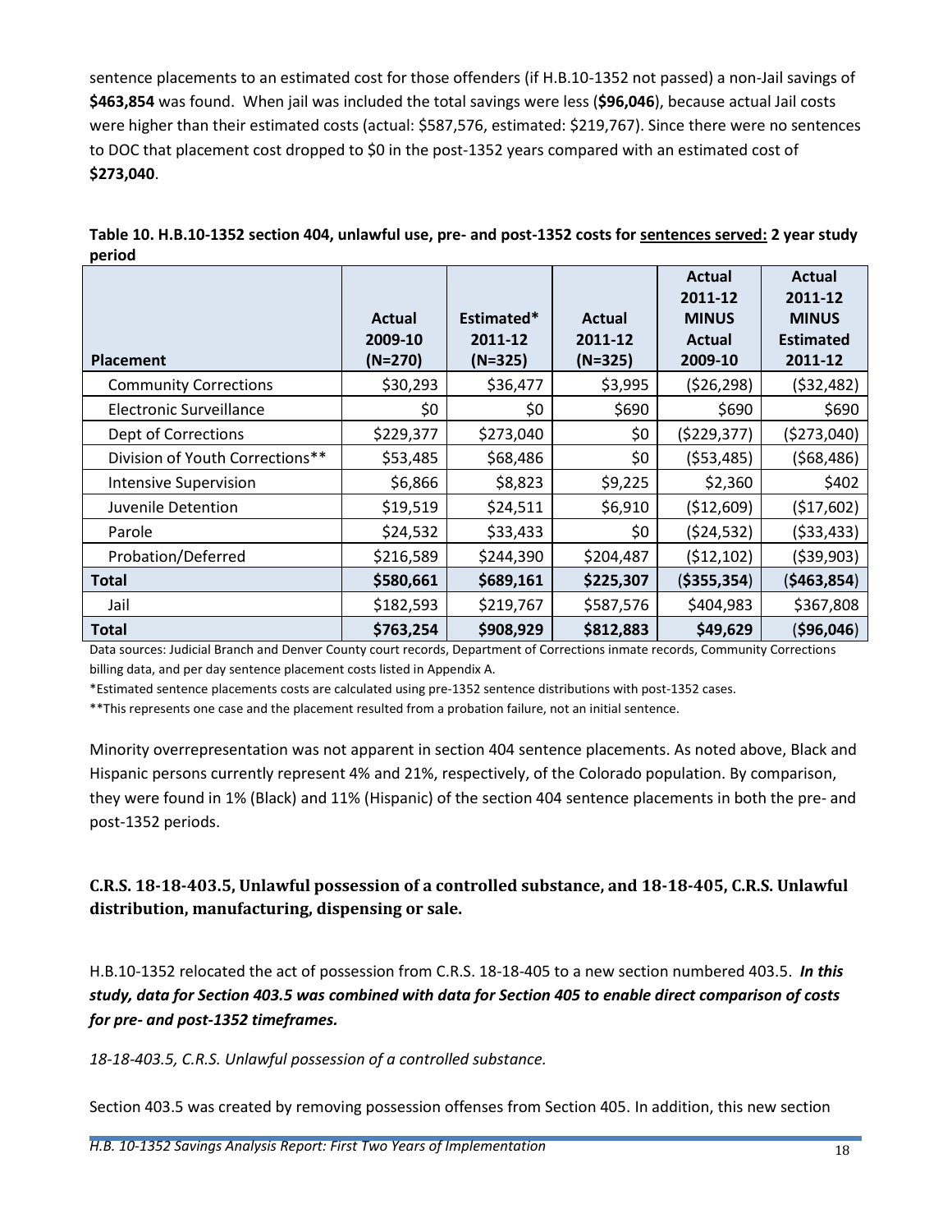sentence placements to an estimated cost for those offenders (if H.B.10-1352 not passed) a non-Jail savings of **$463,854** was found. When jail was included the total savings were less (**$96,046**), because actual Jail costs were higher than their estimated costs (actual: $587,576, estimated: $219,767). Since there were no sentences to DOC that placement cost dropped to $0 in the post-1352 years compared with an estimated cost of **$273,040**.

**Table 10. H.B.10-1352 section 404, unlawful use, pre- and post-1352 costs for <u>sentences served:</u> 2 year study period**

| Placement | Actual 2009-10 (N=270) | Estimated* 2011-12 (N=325) | Actual 2011-12 (N=325) | Actual 2011-12 MINUS Actual 2009-10 | Actual 2011-12 MINUS Estimated 2011-12 |
|---|---|---|---|---|---|
| Community Corrections | $30,293 | $36,477 | $3,995 | ($26,298) | ($32,482) |
| Electronic Surveillance | $0 | $0 | $690 | $690 | $690 |
| Dept of Corrections | $229,377 | $273,040 | $0 | ($229,377) | ($273,040) |
| Division of Youth Corrections** | $53,485 | $68,486 | $0 | ($53,485) | ($68,486) |
| Intensive Supervision | $6,866 | $8,823 | $9,225 | $2,360 | $402 |
| Juvenile Detention | $19,519 | $24,511 | $6,910 | ($12,609) | ($17,602) |
| Parole | $24,532 | $33,433 | $0 | ($24,532) | ($33,433) |
| Probation/Deferred | $216,589 | $244,390 | $204,487 | ($12,102) | ($39,903) |
| **Total** | **$580,661** | **$689,161** | **$225,307** | **($355,354)** | **($463,854)** |
| Jail | $182,593 | $219,767 | $587,576 | $404,983 | $367,808 |
| **Total** | **$763,254** | **$908,929** | **$812,883** | **$49,629** | **($96,046)** |

Data sources: Judicial Branch and Denver County court records, Department of Corrections inmate records, Community Corrections billing data, and per day sentence placement costs listed in Appendix A.

*Estimated sentence placements costs are calculated using pre-1352 sentence distributions with post-1352 cases.

**This represents one case and the placement resulted from a probation failure, not an initial sentence.

Minority overrepresentation was not apparent in section 404 sentence placements. As noted above, Black and Hispanic persons currently represent 4% and 21%, respectively, of the Colorado population. By comparison, they were found in 1% (Black) and 11% (Hispanic) of the section 404 sentence placements in both the pre- and post-1352 periods.

### C.R.S. 18-18-403.5, Unlawful possession of a controlled substance, and 18-18-405, C.R.S. Unlawful distribution, manufacturing, dispensing or sale.

H.B.10-1352 relocated the act of possession from C.R.S. 18-18-405 to a new section numbered 403.5. ***In this study, data for Section 403.5 was combined with data for Section 405 to enable direct comparison of costs for pre- and post-1352 timeframes.***

*18-18-403.5, C.R.S. Unlawful possession of a controlled substance.*

Section 403.5 was created by removing possession offenses from Section 405. In addition, this new section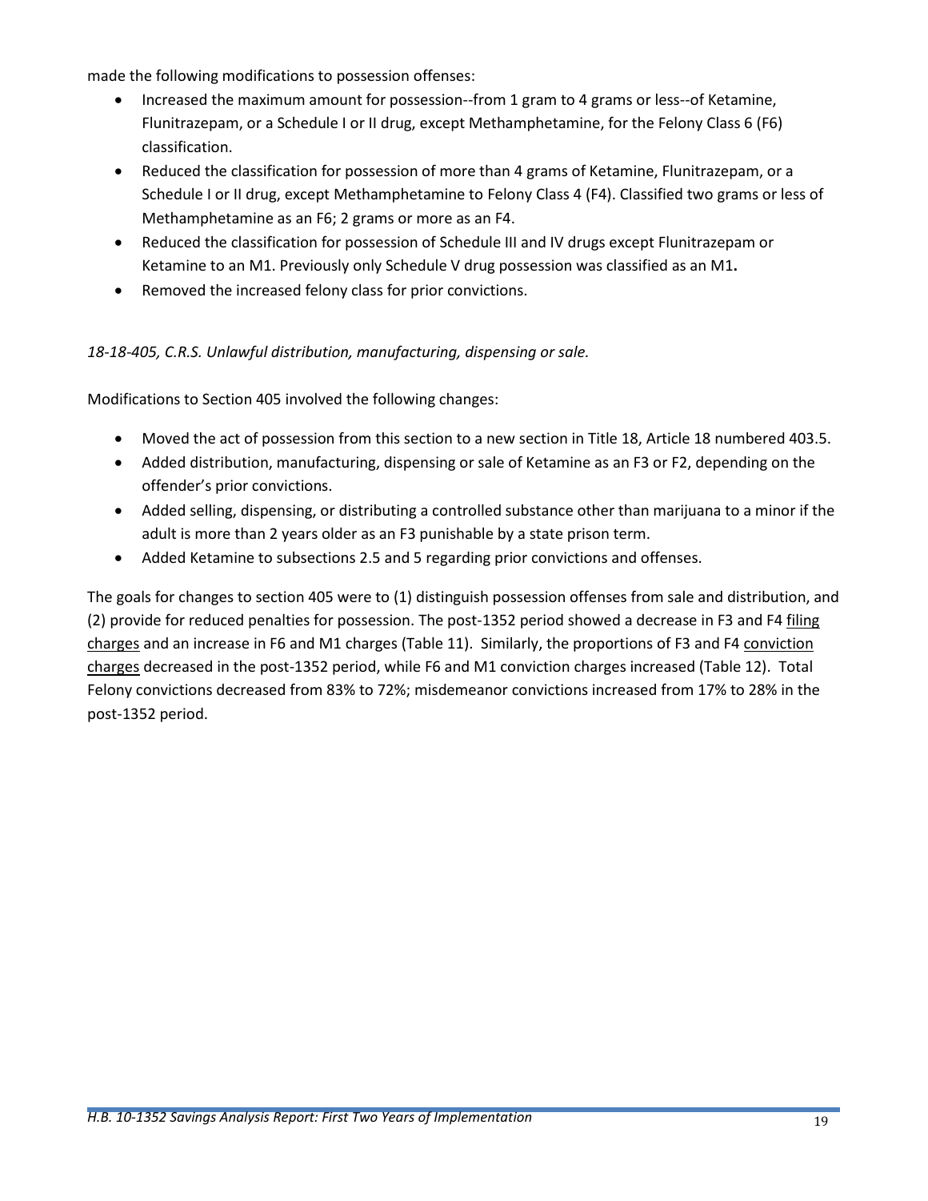made the following modifications to possession offenses:

- Increased the maximum amount for possession--from 1 gram to 4 grams or less--of Ketamine, Flunitrazepam, or a Schedule I or II drug, except Methamphetamine, for the Felony Class 6 (F6) classification.
- Reduced the classification for possession of more than 4 grams of Ketamine, Flunitrazepam, or a Schedule I or II drug, except Methamphetamine to Felony Class 4 (F4). Classified two grams or less of Methamphetamine as an F6; 2 grams or more as an F4.
- Reduced the classification for possession of Schedule III and IV drugs except Flunitrazepam or Ketamine to an M1. Previously only Schedule V drug possession was classified as an M1**.**
- Removed the increased felony class for prior convictions.

*18-18-405, C.R.S. Unlawful distribution, manufacturing, dispensing or sale.*

Modifications to Section 405 involved the following changes:

- Moved the act of possession from this section to a new section in Title 18, Article 18 numbered 403.5.
- Added distribution, manufacturing, dispensing or sale of Ketamine as an F3 or F2, depending on the offender's prior convictions.
- Added selling, dispensing, or distributing a controlled substance other than marijuana to a minor if the adult is more than 2 years older as an F3 punishable by a state prison term.
- Added Ketamine to subsections 2.5 and 5 regarding prior convictions and offenses.

The goals for changes to section 405 were to (1) distinguish possession offenses from sale and distribution, and (2) provide for reduced penalties for possession. The post-1352 period showed a decrease in F3 and F4 filing charges and an increase in F6 and M1 charges (Table 11). Similarly, the proportions of F3 and F4 conviction charges decreased in the post-1352 period, while F6 and M1 conviction charges increased (Table 12). Total Felony convictions decreased from 83% to 72%; misdemeanor convictions increased from 17% to 28% in the post-1352 period.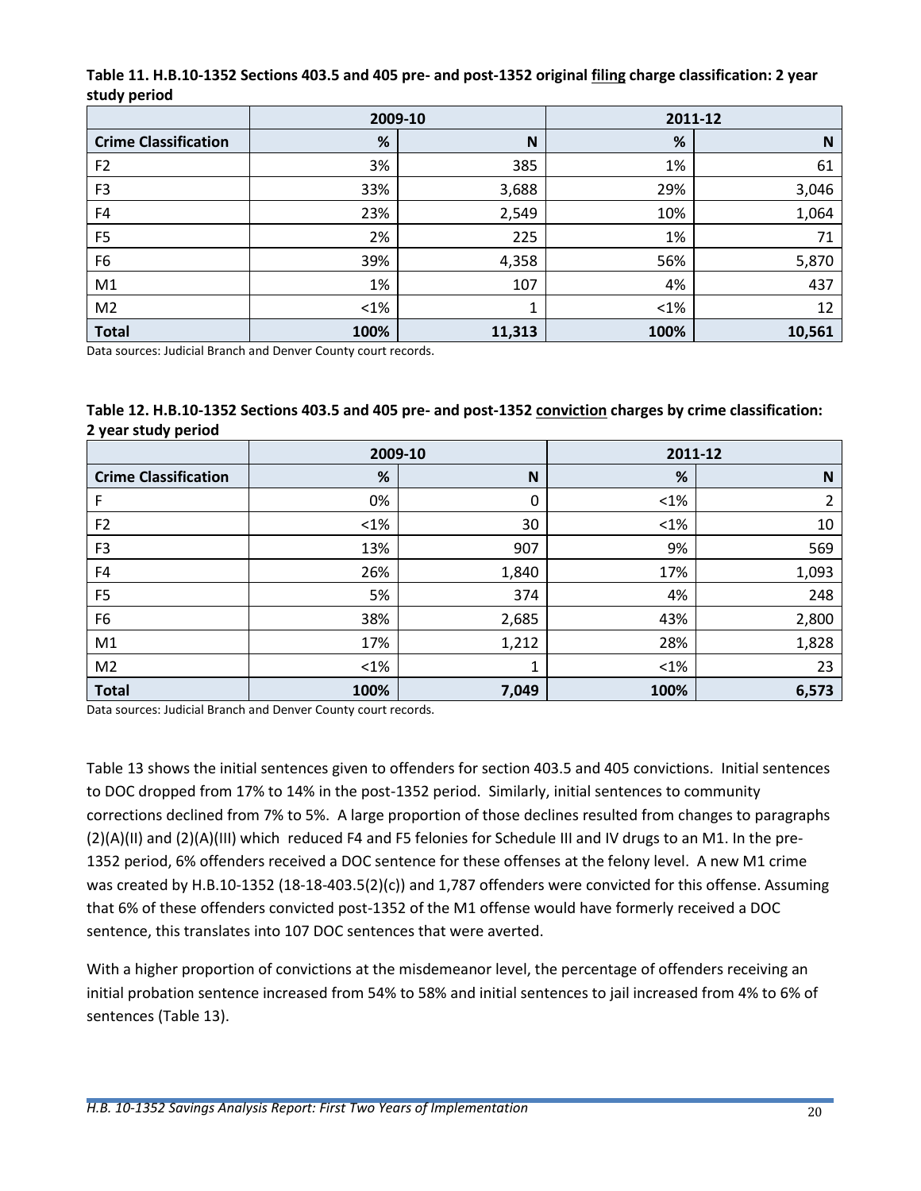**Table 11. H.B.10-1352 Sections 403.5 and 405 pre- and post-1352 original filing charge classification: 2 year study period**

| | 2009-10 | | 2011-12 | |
|---|---|---|---|---|
| **Crime Classification** | **%** | **N** | **%** | **N** |
| F2 | 3% | 385 | 1% | 61 |
| F3 | 33% | 3,688 | 29% | 3,046 |
| F4 | 23% | 2,549 | 10% | 1,064 |
| F5 | 2% | 225 | 1% | 71 |
| F6 | 39% | 4,358 | 56% | 5,870 |
| M1 | 1% | 107 | 4% | 437 |
| M2 | <1% | 1 | <1% | 12 |
| **Total** | **100%** | **11,313** | **100%** | **10,561** |

Data sources: Judicial Branch and Denver County court records.

**Table 12. H.B.10-1352 Sections 403.5 and 405 pre- and post-1352 conviction charges by crime classification: 2 year study period**

| | 2009-10 | | 2011-12 | |
|---|---|---|---|---|
| **Crime Classification** | **%** | **N** | **%** | **N** |
| F | 0% | 0 | <1% | 2 |
| F2 | <1% | 30 | <1% | 10 |
| F3 | 13% | 907 | 9% | 569 |
| F4 | 26% | 1,840 | 17% | 1,093 |
| F5 | 5% | 374 | 4% | 248 |
| F6 | 38% | 2,685 | 43% | 2,800 |
| M1 | 17% | 1,212 | 28% | 1,828 |
| M2 | <1% | 1 | <1% | 23 |
| **Total** | **100%** | **7,049** | **100%** | **6,573** |

Data sources: Judicial Branch and Denver County court records.

Table 13 shows the initial sentences given to offenders for section 403.5 and 405 convictions. Initial sentences to DOC dropped from 17% to 14% in the post-1352 period. Similarly, initial sentences to community corrections declined from 7% to 5%. A large proportion of those declines resulted from changes to paragraphs (2)(A)(II) and (2)(A)(III) which reduced F4 and F5 felonies for Schedule III and IV drugs to an M1. In the pre-1352 period, 6% offenders received a DOC sentence for these offenses at the felony level. A new M1 crime was created by H.B.10-1352 (18-18-403.5(2)(c)) and 1,787 offenders were convicted for this offense. Assuming that 6% of these offenders convicted post-1352 of the M1 offense would have formerly received a DOC sentence, this translates into 107 DOC sentences that were averted.

With a higher proportion of convictions at the misdemeanor level, the percentage of offenders receiving an initial probation sentence increased from 54% to 58% and initial sentences to jail increased from 4% to 6% of sentences (Table 13).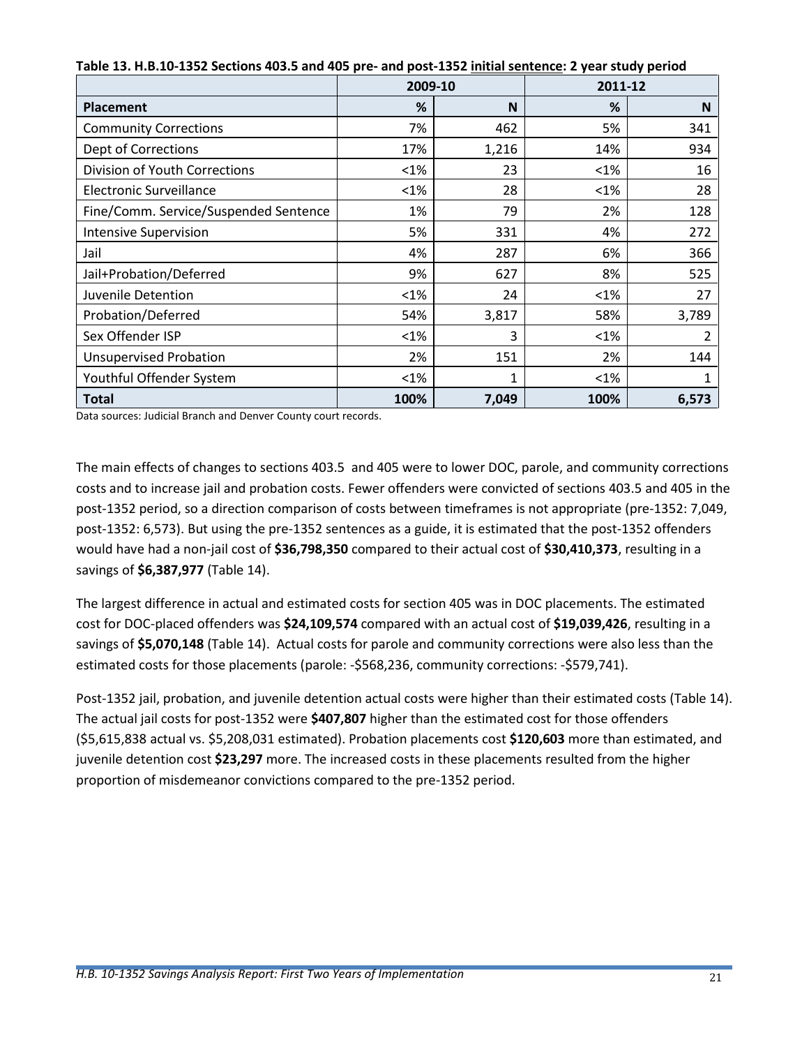**Table 13. H.B.10-1352 Sections 403.5 and 405 pre- and post-1352 initial sentence: 2 year study period**

| | 2009-10 | | 2011-12 | |
|---|---|---|---|---|
| **Placement** | **%** | **N** | **%** | **N** |
| Community Corrections | 7% | 462 | 5% | 341 |
| Dept of Corrections | 17% | 1,216 | 14% | 934 |
| Division of Youth Corrections | <1% | 23 | <1% | 16 |
| Electronic Surveillance | <1% | 28 | <1% | 28 |
| Fine/Comm. Service/Suspended Sentence | 1% | 79 | 2% | 128 |
| Intensive Supervision | 5% | 331 | 4% | 272 |
| Jail | 4% | 287 | 6% | 366 |
| Jail+Probation/Deferred | 9% | 627 | 8% | 525 |
| Juvenile Detention | <1% | 24 | <1% | 27 |
| Probation/Deferred | 54% | 3,817 | 58% | 3,789 |
| Sex Offender ISP | <1% | 3 | <1% | 2 |
| Unsupervised Probation | 2% | 151 | 2% | 144 |
| Youthful Offender System | <1% | 1 | <1% | 1 |
| **Total** | **100%** | **7,049** | **100%** | **6,573** |

Data sources: Judicial Branch and Denver County court records.

The main effects of changes to sections 403.5 and 405 were to lower DOC, parole, and community corrections costs and to increase jail and probation costs. Fewer offenders were convicted of sections 403.5 and 405 in the post-1352 period, so a direction comparison of costs between timeframes is not appropriate (pre-1352: 7,049, post-1352: 6,573). But using the pre-1352 sentences as a guide, it is estimated that the post-1352 offenders would have had a non-jail cost of **$36,798,350** compared to their actual cost of **$30,410,373**, resulting in a savings of **$6,387,977** (Table 14).

The largest difference in actual and estimated costs for section 405 was in DOC placements. The estimated cost for DOC-placed offenders was **$24,109,574** compared with an actual cost of **$19,039,426**, resulting in a savings of **$5,070,148** (Table 14). Actual costs for parole and community corrections were also less than the estimated costs for those placements (parole: -$568,236, community corrections: -$579,741).

Post-1352 jail, probation, and juvenile detention actual costs were higher than their estimated costs (Table 14). The actual jail costs for post-1352 were **$407,807** higher than the estimated cost for those offenders ($5,615,838 actual vs. $5,208,031 estimated). Probation placements cost **$120,603** more than estimated, and juvenile detention cost **$23,297** more. The increased costs in these placements resulted from the higher proportion of misdemeanor convictions compared to the pre-1352 period.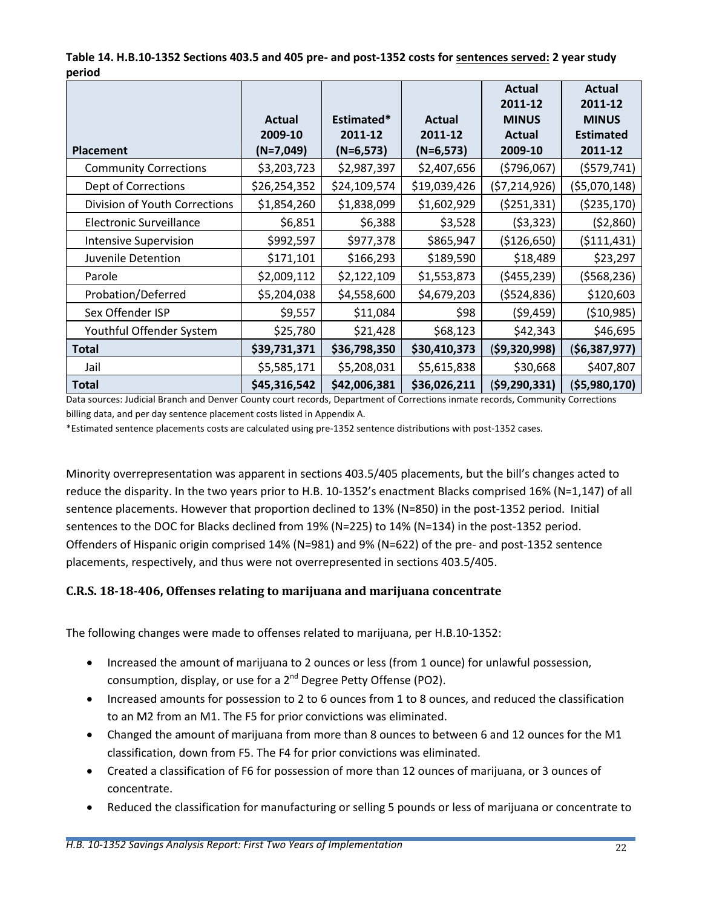**Table 14. H.B.10-1352 Sections 403.5 and 405 pre- and post-1352 costs for sentences served: 2 year study period**

| Placement | Actual 2009-10 (N=7,049) | Estimated* 2011-12 (N=6,573) | Actual 2011-12 (N=6,573) | Actual 2011-12 MINUS Actual 2009-10 | Actual 2011-12 MINUS Estimated 2011-12 |
|---|---|---|---|---|---|
| Community Corrections | $3,203,723 | $2,987,397 | $2,407,656 | ($796,067) | ($579,741) |
| Dept of Corrections | $26,254,352 | $24,109,574 | $19,039,426 | ($7,214,926) | ($5,070,148) |
| Division of Youth Corrections | $1,854,260 | $1,838,099 | $1,602,929 | ($251,331) | ($235,170) |
| Electronic Surveillance | $6,851 | $6,388 | $3,528 | ($3,323) | ($2,860) |
| Intensive Supervision | $992,597 | $977,378 | $865,947 | ($126,650) | ($111,431) |
| Juvenile Detention | $171,101 | $166,293 | $189,590 | $18,489 | $23,297 |
| Parole | $2,009,112 | $2,122,109 | $1,553,873 | ($455,239) | ($568,236) |
| Probation/Deferred | $5,204,038 | $4,558,600 | $4,679,203 | ($524,836) | $120,603 |
| Sex Offender ISP | $9,557 | $11,084 | $98 | ($9,459) | ($10,985) |
| Youthful Offender System | $25,780 | $21,428 | $68,123 | $42,343 | $46,695 |
| **Total** | **$39,731,371** | **$36,798,350** | **$30,410,373** | **($9,320,998)** | **($6,387,977)** |
| Jail | $5,585,171 | $5,208,031 | $5,615,838 | $30,668 | $407,807 |
| **Total** | **$45,316,542** | **$42,006,381** | **$36,026,211** | **($9,290,331)** | **($5,980,170)** |

Data sources: Judicial Branch and Denver County court records, Department of Corrections inmate records, Community Corrections billing data, and per day sentence placement costs listed in Appendix A.

*Estimated sentence placements costs are calculated using pre-1352 sentence distributions with post-1352 cases.

Minority overrepresentation was apparent in sections 403.5/405 placements, but the bill's changes acted to reduce the disparity. In the two years prior to H.B. 10-1352's enactment Blacks comprised 16% (N=1,147) of all sentence placements. However that proportion declined to 13% (N=850) in the post-1352 period. Initial sentences to the DOC for Blacks declined from 19% (N=225) to 14% (N=134) in the post-1352 period. Offenders of Hispanic origin comprised 14% (N=981) and 9% (N=622) of the pre- and post-1352 sentence placements, respectively, and thus were not overrepresented in sections 403.5/405.

### C.R.S. 18-18-406, Offenses relating to marijuana and marijuana concentrate

The following changes were made to offenses related to marijuana, per H.B.10-1352:

- Increased the amount of marijuana to 2 ounces or less (from 1 ounce) for unlawful possession, consumption, display, or use for a 2nd Degree Petty Offense (PO2).
- Increased amounts for possession to 2 to 6 ounces from 1 to 8 ounces, and reduced the classification to an M2 from an M1. The F5 for prior convictions was eliminated.
- Changed the amount of marijuana from more than 8 ounces to between 6 and 12 ounces for the M1 classification, down from F5. The F4 for prior convictions was eliminated.
- Created a classification of F6 for possession of more than 12 ounces of marijuana, or 3 ounces of concentrate.
- Reduced the classification for manufacturing or selling 5 pounds or less of marijuana or concentrate to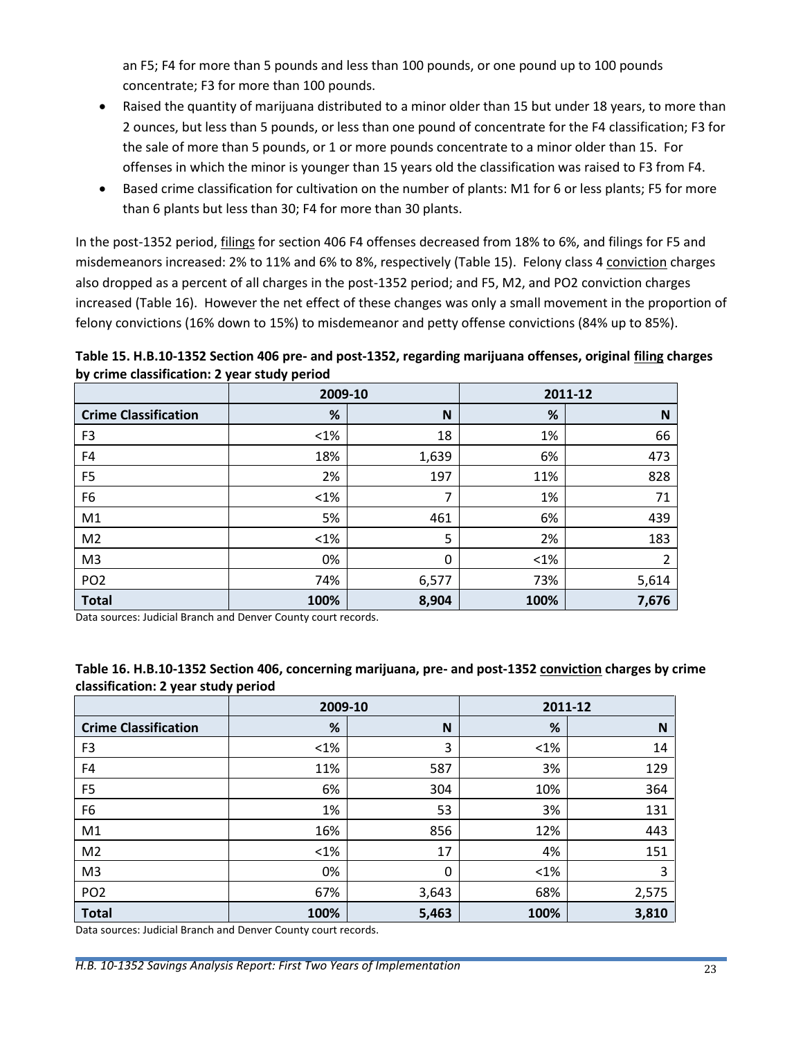an F5; F4 for more than 5 pounds and less than 100 pounds, or one pound up to 100 pounds concentrate; F3 for more than 100 pounds.

- Raised the quantity of marijuana distributed to a minor older than 15 but under 18 years, to more than 2 ounces, but less than 5 pounds, or less than one pound of concentrate for the F4 classification; F3 for the sale of more than 5 pounds, or 1 or more pounds concentrate to a minor older than 15. For offenses in which the minor is younger than 15 years old the classification was raised to F3 from F4.
- Based crime classification for cultivation on the number of plants: M1 for 6 or less plants; F5 for more than 6 plants but less than 30; F4 for more than 30 plants.

In the post-1352 period, filings for section 406 F4 offenses decreased from 18% to 6%, and filings for F5 and misdemeanors increased: 2% to 11% and 6% to 8%, respectively (Table 15). Felony class 4 conviction charges also dropped as a percent of all charges in the post-1352 period; and F5, M2, and PO2 conviction charges increased (Table 16). However the net effect of these changes was only a small movement in the proportion of felony convictions (16% down to 15%) to misdemeanor and petty offense convictions (84% up to 85%).

**Table 15. H.B.10-1352 Section 406 pre- and post-1352, regarding marijuana offenses, original filing charges by crime classification: 2 year study period**

| | 2009-10 | | 2011-12 | |
|---|---|---|---|---|
| **Crime Classification** | **%** | **N** | **%** | **N** |
| F3 | <1% | 18 | 1% | 66 |
| F4 | 18% | 1,639 | 6% | 473 |
| F5 | 2% | 197 | 11% | 828 |
| F6 | <1% | 7 | 1% | 71 |
| M1 | 5% | 461 | 6% | 439 |
| M2 | <1% | 5 | 2% | 183 |
| M3 | 0% | 0 | <1% | 2 |
| PO2 | 74% | 6,577 | 73% | 5,614 |
| **Total** | **100%** | **8,904** | **100%** | **7,676** |

Data sources: Judicial Branch and Denver County court records.

**Table 16. H.B.10-1352 Section 406, concerning marijuana, pre- and post-1352 conviction charges by crime classification: 2 year study period**

| | 2009-10 | | 2011-12 | |
|---|---|---|---|---|
| **Crime Classification** | **%** | **N** | **%** | **N** |
| F3 | <1% | 3 | <1% | 14 |
| F4 | 11% | 587 | 3% | 129 |
| F5 | 6% | 304 | 10% | 364 |
| F6 | 1% | 53 | 3% | 131 |
| M1 | 16% | 856 | 12% | 443 |
| M2 | <1% | 17 | 4% | 151 |
| M3 | 0% | 0 | <1% | 3 |
| PO2 | 67% | 3,643 | 68% | 2,575 |
| **Total** | **100%** | **5,463** | **100%** | **3,810** |

Data sources: Judicial Branch and Denver County court records.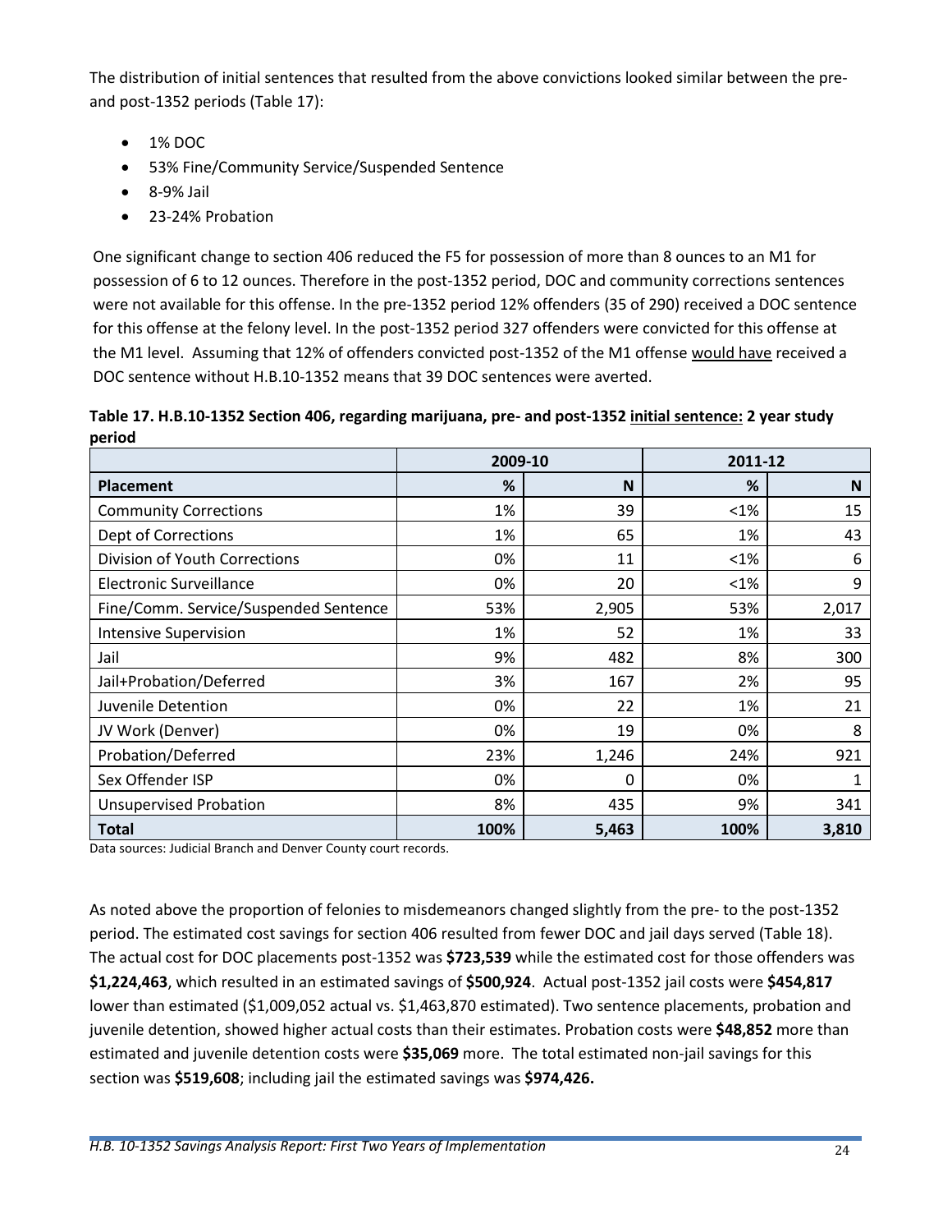The distribution of initial sentences that resulted from the above convictions looked similar between the pre- and post-1352 periods (Table 17):

- 1% DOC
- 53% Fine/Community Service/Suspended Sentence
- 8-9% Jail
- 23-24% Probation

One significant change to section 406 reduced the F5 for possession of more than 8 ounces to an M1 for possession of 6 to 12 ounces. Therefore in the post-1352 period, DOC and community corrections sentences were not available for this offense. In the pre-1352 period 12% offenders (35 of 290) received a DOC sentence for this offense at the felony level. In the post-1352 period 327 offenders were convicted for this offense at the M1 level. Assuming that 12% of offenders convicted post-1352 of the M1 offense would have received a DOC sentence without H.B.10-1352 means that 39 DOC sentences were averted.

**Table 17. H.B.10-1352 Section 406, regarding marijuana, pre- and post-1352 initial sentence: 2 year study period**

| | 2009-10 | | 2011-12 | |
|---|---|---|---|---|
| **Placement** | **%** | **N** | **%** | **N** |
| Community Corrections | 1% | 39 | <1% | 15 |
| Dept of Corrections | 1% | 65 | 1% | 43 |
| Division of Youth Corrections | 0% | 11 | <1% | 6 |
| Electronic Surveillance | 0% | 20 | <1% | 9 |
| Fine/Comm. Service/Suspended Sentence | 53% | 2,905 | 53% | 2,017 |
| Intensive Supervision | 1% | 52 | 1% | 33 |
| Jail | 9% | 482 | 8% | 300 |
| Jail+Probation/Deferred | 3% | 167 | 2% | 95 |
| Juvenile Detention | 0% | 22 | 1% | 21 |
| JV Work (Denver) | 0% | 19 | 0% | 8 |
| Probation/Deferred | 23% | 1,246 | 24% | 921 |
| Sex Offender ISP | 0% | 0 | 0% | 1 |
| Unsupervised Probation | 8% | 435 | 9% | 341 |
| **Total** | **100%** | **5,463** | **100%** | **3,810** |

Data sources: Judicial Branch and Denver County court records.

As noted above the proportion of felonies to misdemeanors changed slightly from the pre- to the post-1352 period. The estimated cost savings for section 406 resulted from fewer DOC and jail days served (Table 18). The actual cost for DOC placements post-1352 was **$723,539** while the estimated cost for those offenders was **$1,224,463**, which resulted in an estimated savings of **$500,924**. Actual post-1352 jail costs were **$454,817** lower than estimated ($1,009,052 actual vs. $1,463,870 estimated). Two sentence placements, probation and juvenile detention, showed higher actual costs than their estimates. Probation costs were **$48,852** more than estimated and juvenile detention costs were **$35,069** more. The total estimated non-jail savings for this section was **$519,608**; including jail the estimated savings was **$974,426.**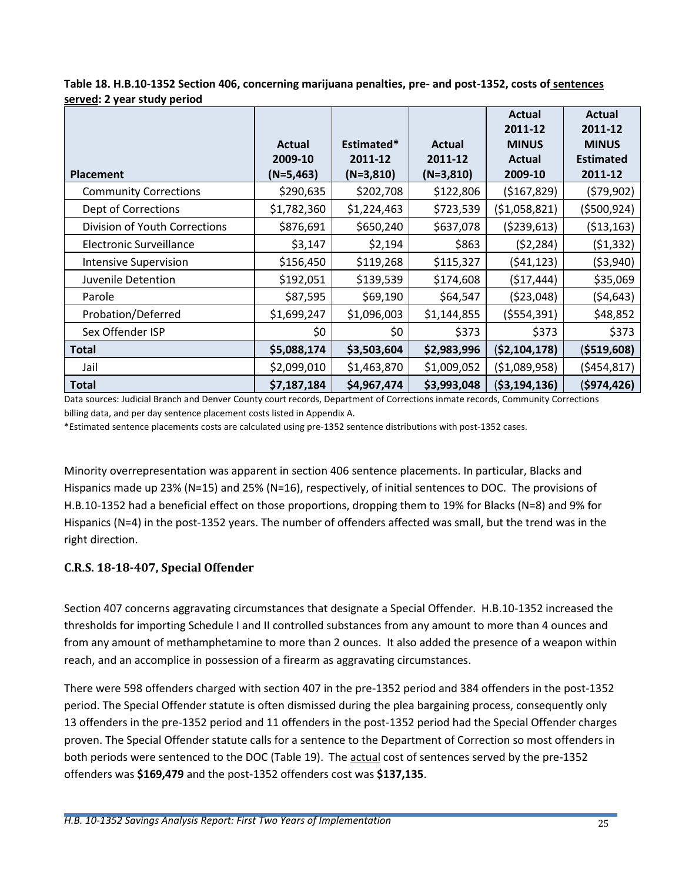**Table 18. H.B.10-1352 Section 406, concerning marijuana penalties, pre- and post-1352, costs of sentences served: 2 year study period**

| Placement | Actual 2009-10 (N=5,463) | Estimated* 2011-12 (N=3,810) | Actual 2011-12 (N=3,810) | Actual 2011-12 MINUS Actual 2009-10 | Actual 2011-12 MINUS Estimated 2011-12 |
|---|---|---|---|---|---|
| Community Corrections | $290,635 | $202,708 | $122,806 | ($167,829) | ($79,902) |
| Dept of Corrections | $1,782,360 | $1,224,463 | $723,539 | ($1,058,821) | ($500,924) |
| Division of Youth Corrections | $876,691 | $650,240 | $637,078 | ($239,613) | ($13,163) |
| Electronic Surveillance | $3,147 | $2,194 | $863 | ($2,284) | ($1,332) |
| Intensive Supervision | $156,450 | $119,268 | $115,327 | ($41,123) | ($3,940) |
| Juvenile Detention | $192,051 | $139,539 | $174,608 | ($17,444) | $35,069 |
| Parole | $87,595 | $69,190 | $64,547 | ($23,048) | ($4,643) |
| Probation/Deferred | $1,699,247 | $1,096,003 | $1,144,855 | ($554,391) | $48,852 |
| Sex Offender ISP | $0 | $0 | $373 | $373 | $373 |
| **Total** | **$5,088,174** | **$3,503,604** | **$2,983,996** | **($2,104,178)** | **($519,608)** |
| Jail | $2,099,010 | $1,463,870 | $1,009,052 | ($1,089,958) | ($454,817) |
| **Total** | **$7,187,184** | **$4,967,474** | **$3,993,048** | **($3,194,136)** | **($974,426)** |

Data sources: Judicial Branch and Denver County court records, Department of Corrections inmate records, Community Corrections billing data, and per day sentence placement costs listed in Appendix A.

*Estimated sentence placements costs are calculated using pre-1352 sentence distributions with post-1352 cases.

Minority overrepresentation was apparent in section 406 sentence placements. In particular, Blacks and Hispanics made up 23% (N=15) and 25% (N=16), respectively, of initial sentences to DOC. The provisions of H.B.10-1352 had a beneficial effect on those proportions, dropping them to 19% for Blacks (N=8) and 9% for Hispanics (N=4) in the post-1352 years. The number of offenders affected was small, but the trend was in the right direction.

### C.R.S. 18-18-407, Special Offender

Section 407 concerns aggravating circumstances that designate a Special Offender. H.B.10-1352 increased the thresholds for importing Schedule I and II controlled substances from any amount to more than 4 ounces and from any amount of methamphetamine to more than 2 ounces. It also added the presence of a weapon within reach, and an accomplice in possession of a firearm as aggravating circumstances.

There were 598 offenders charged with section 407 in the pre-1352 period and 384 offenders in the post-1352 period. The Special Offender statute is often dismissed during the plea bargaining process, consequently only 13 offenders in the pre-1352 period and 11 offenders in the post-1352 period had the Special Offender charges proven. The Special Offender statute calls for a sentence to the Department of Correction so most offenders in both periods were sentenced to the DOC (Table 19). The actual cost of sentences served by the pre-1352 offenders was **$169,479** and the post-1352 offenders cost was **$137,135**.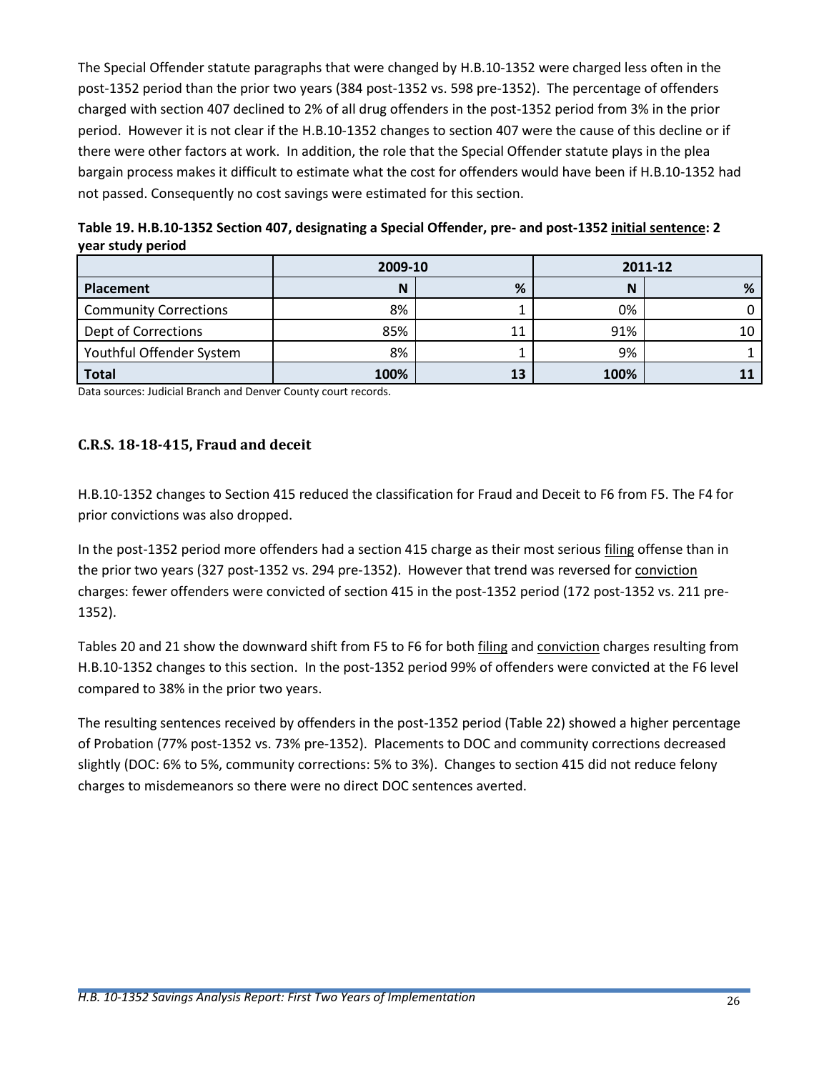The Special Offender statute paragraphs that were changed by H.B.10-1352 were charged less often in the post-1352 period than the prior two years (384 post-1352 vs. 598 pre-1352). The percentage of offenders charged with section 407 declined to 2% of all drug offenders in the post-1352 period from 3% in the prior period. However it is not clear if the H.B.10-1352 changes to section 407 were the cause of this decline or if there were other factors at work. In addition, the role that the Special Offender statute plays in the plea bargain process makes it difficult to estimate what the cost for offenders would have been if H.B.10-1352 had not passed. Consequently no cost savings were estimated for this section.

**Table 19. H.B.10-1352 Section 407, designating a Special Offender, pre- and post-1352 initial sentence: 2 year study period**

| | 2009-10 | | 2011-12 | |
|---|---|---|---|---|
| **Placement** | **N** | **%** | **N** | **%** |
| Community Corrections | 8% | 1 | 0% | 0 |
| Dept of Corrections | 85% | 11 | 91% | 10 |
| Youthful Offender System | 8% | 1 | 9% | 1 |
| **Total** | **100%** | **13** | **100%** | **11** |

Data sources: Judicial Branch and Denver County court records.

### C.R.S. 18-18-415, Fraud and deceit

H.B.10-1352 changes to Section 415 reduced the classification for Fraud and Deceit to F6 from F5. The F4 for prior convictions was also dropped.

In the post-1352 period more offenders had a section 415 charge as their most serious filing offense than in the prior two years (327 post-1352 vs. 294 pre-1352). However that trend was reversed for conviction charges: fewer offenders were convicted of section 415 in the post-1352 period (172 post-1352 vs. 211 pre-1352).

Tables 20 and 21 show the downward shift from F5 to F6 for both filing and conviction charges resulting from H.B.10-1352 changes to this section. In the post-1352 period 99% of offenders were convicted at the F6 level compared to 38% in the prior two years.

The resulting sentences received by offenders in the post-1352 period (Table 22) showed a higher percentage of Probation (77% post-1352 vs. 73% pre-1352). Placements to DOC and community corrections decreased slightly (DOC: 6% to 5%, community corrections: 5% to 3%). Changes to section 415 did not reduce felony charges to misdemeanors so there were no direct DOC sentences averted.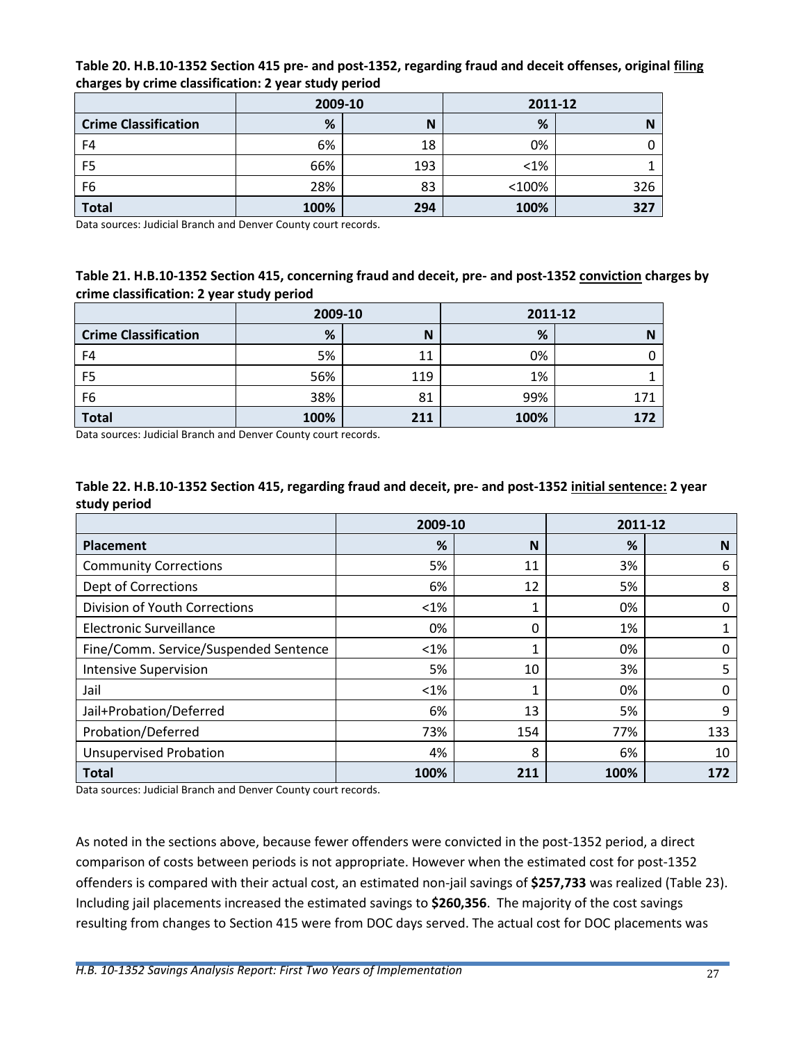**Table 20. H.B.10-1352 Section 415 pre- and post-1352, regarding fraud and deceit offenses, original filing charges by crime classification: 2 year study period**

| | 2009-10 | | 2011-12 | |
|---|---|---|---|---|
| **Crime Classification** | **%** | **N** | **%** | **N** |
| F4 | 6% | 18 | 0% | 0 |
| F5 | 66% | 193 | <1% | 1 |
| F6 | 28% | 83 | <100% | 326 |
| **Total** | **100%** | **294** | **100%** | **327** |

Data sources: Judicial Branch and Denver County court records.

**Table 21. H.B.10-1352 Section 415, concerning fraud and deceit, pre- and post-1352 conviction charges by crime classification: 2 year study period**

| | 2009-10 | | 2011-12 | |
|---|---|---|---|---|
| **Crime Classification** | **%** | **N** | **%** | **N** |
| F4 | 5% | 11 | 0% | 0 |
| F5 | 56% | 119 | 1% | 1 |
| F6 | 38% | 81 | 99% | 171 |
| **Total** | **100%** | **211** | **100%** | **172** |

Data sources: Judicial Branch and Denver County court records.

**Table 22. H.B.10-1352 Section 415, regarding fraud and deceit, pre- and post-1352 initial sentence: 2 year study period**

| | 2009-10 | | 2011-12 | |
|---|---|---|---|---|
| **Placement** | **%** | **N** | **%** | **N** |
| Community Corrections | 5% | 11 | 3% | 6 |
| Dept of Corrections | 6% | 12 | 5% | 8 |
| Division of Youth Corrections | <1% | 1 | 0% | 0 |
| Electronic Surveillance | 0% | 0 | 1% | 1 |
| Fine/Comm. Service/Suspended Sentence | <1% | 1 | 0% | 0 |
| Intensive Supervision | 5% | 10 | 3% | 5 |
| Jail | <1% | 1 | 0% | 0 |
| Jail+Probation/Deferred | 6% | 13 | 5% | 9 |
| Probation/Deferred | 73% | 154 | 77% | 133 |
| Unsupervised Probation | 4% | 8 | 6% | 10 |
| **Total** | **100%** | **211** | **100%** | **172** |

Data sources: Judicial Branch and Denver County court records.

As noted in the sections above, because fewer offenders were convicted in the post-1352 period, a direct comparison of costs between periods is not appropriate. However when the estimated cost for post-1352 offenders is compared with their actual cost, an estimated non-jail savings of **$257,733** was realized (Table 23). Including jail placements increased the estimated savings to **$260,356**. The majority of the cost savings resulting from changes to Section 415 were from DOC days served. The actual cost for DOC placements was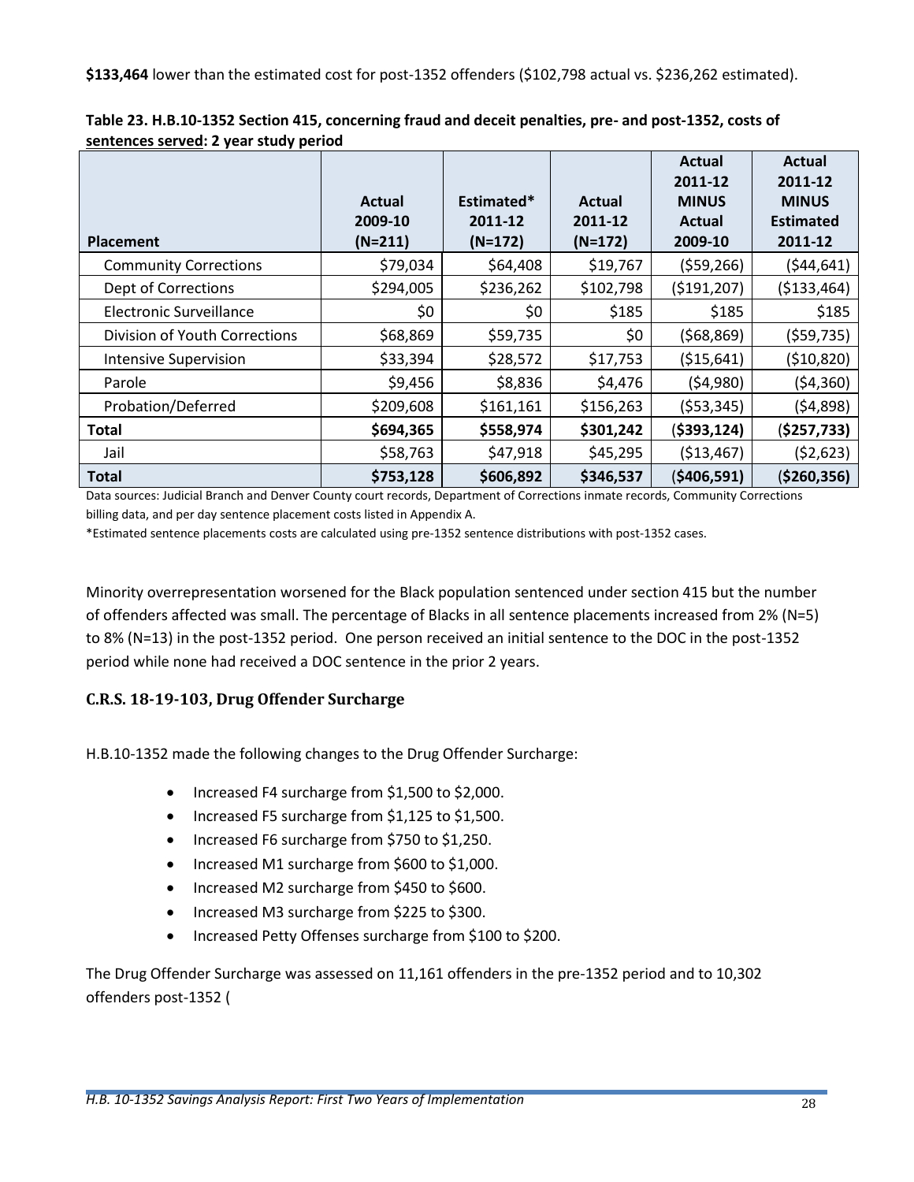**$133,464** lower than the estimated cost for post-1352 offenders ($102,798 actual vs. $236,262 estimated).

**Table 23. H.B.10-1352 Section 415, concerning fraud and deceit penalties, pre- and post-1352, costs of sentences served: 2 year study period**

| Placement | Actual 2009-10 (N=211) | Estimated* 2011-12 (N=172) | Actual 2011-12 (N=172) | Actual 2011-12 MINUS Actual 2009-10 | Actual 2011-12 MINUS Estimated 2011-12 |
|---|---|---|---|---|---|
| Community Corrections | $79,034 | $64,408 | $19,767 | ($59,266) | ($44,641) |
| Dept of Corrections | $294,005 | $236,262 | $102,798 | ($191,207) | ($133,464) |
| Electronic Surveillance | $0 | $0 | $185 | $185 | $185 |
| Division of Youth Corrections | $68,869 | $59,735 | $0 | ($68,869) | ($59,735) |
| Intensive Supervision | $33,394 | $28,572 | $17,753 | ($15,641) | ($10,820) |
| Parole | $9,456 | $8,836 | $4,476 | ($4,980) | ($4,360) |
| Probation/Deferred | $209,608 | $161,161 | $156,263 | ($53,345) | ($4,898) |
| **Total** | **$694,365** | **$558,974** | **$301,242** | **($393,124)** | **($257,733)** |
| Jail | $58,763 | $47,918 | $45,295 | ($13,467) | ($2,623) |
| **Total** | **$753,128** | **$606,892** | **$346,537** | **($406,591)** | **($260,356)** |

Data sources: Judicial Branch and Denver County court records, Department of Corrections inmate records, Community Corrections billing data, and per day sentence placement costs listed in Appendix A.

*Estimated sentence placements costs are calculated using pre-1352 sentence distributions with post-1352 cases.

Minority overrepresentation worsened for the Black population sentenced under section 415 but the number of offenders affected was small. The percentage of Blacks in all sentence placements increased from 2% (N=5) to 8% (N=13) in the post-1352 period. One person received an initial sentence to the DOC in the post-1352 period while none had received a DOC sentence in the prior 2 years.

### C.R.S. 18-19-103, Drug Offender Surcharge

H.B.10-1352 made the following changes to the Drug Offender Surcharge:

- Increased F4 surcharge from $1,500 to $2,000.
- Increased F5 surcharge from $1,125 to $1,500.
- Increased F6 surcharge from $750 to $1,250.
- Increased M1 surcharge from $600 to $1,000.
- Increased M2 surcharge from $450 to $600.
- Increased M3 surcharge from $225 to $300.
- Increased Petty Offenses surcharge from $100 to $200.

The Drug Offender Surcharge was assessed on 11,161 offenders in the pre-1352 period and to 10,302 offenders post-1352 (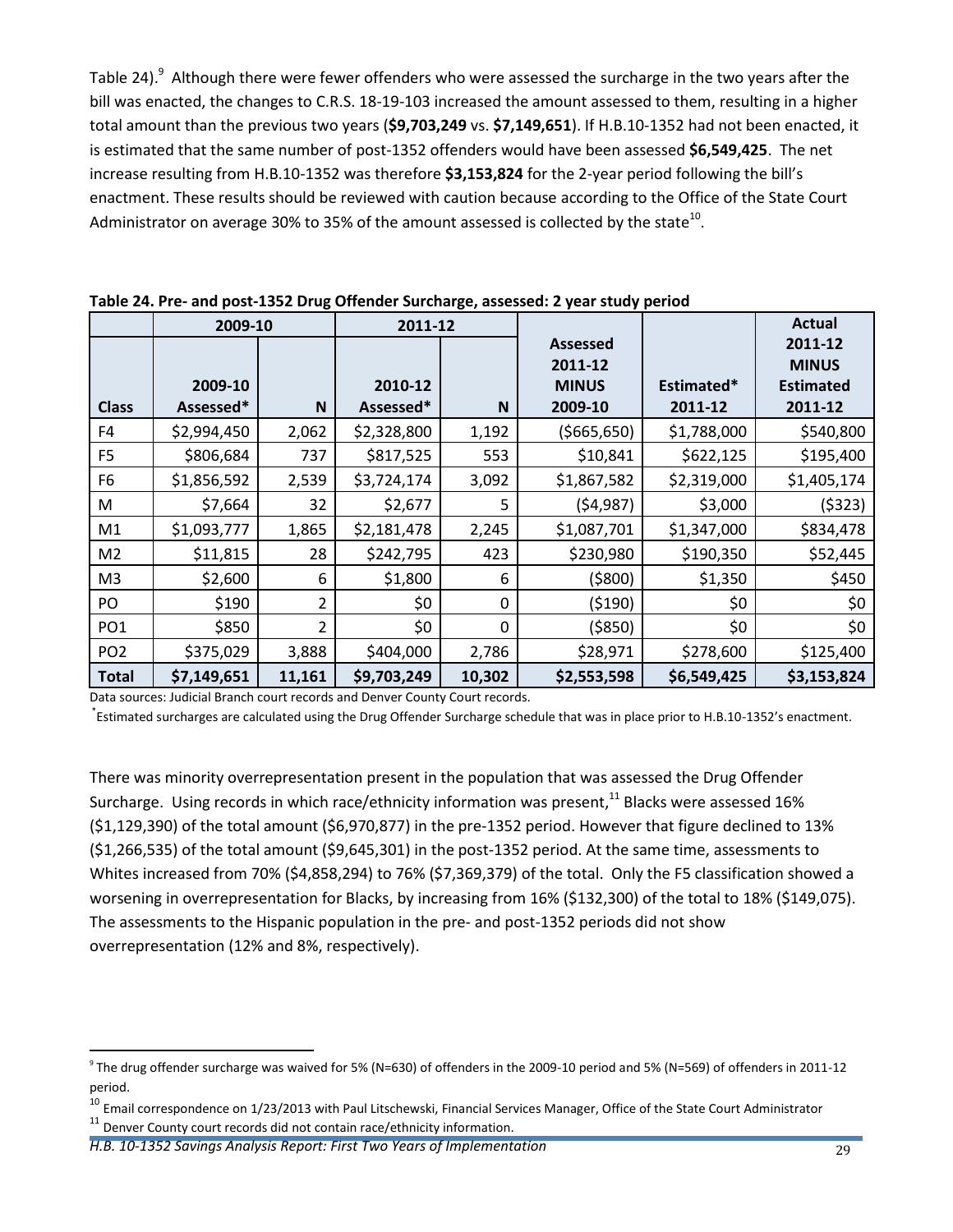Table 24).[9] Although there were fewer offenders who were assessed the surcharge in the two years after the bill was enacted, the changes to C.R.S. 18-19-103 increased the amount assessed to them, resulting in a higher total amount than the previous two years (**$9,703,249** vs. **$7,149,651**). If H.B.10-1352 had not been enacted, it is estimated that the same number of post-1352 offenders would have been assessed **$6,549,425**. The net increase resulting from H.B.10-1352 was therefore **$3,153,824** for the 2-year period following the bill's enactment. These results should be reviewed with caution because according to the Office of the State Court Administrator on average 30% to 35% of the amount assessed is collected by the state[10].

**Table 24. Pre- and post-1352 Drug Offender Surcharge, assessed: 2 year study period**

| | 2009-10 | | 2011-12 | | | | |
|---|---|---|---|---|---|---|---|
| **Class** | **2009-10 Assessed*** | **N** | **2010-12 Assessed*** | **N** | **Assessed 2011-12 MINUS 2009-10** | **Estimated* 2011-12** | **Actual 2011-12 MINUS Estimated 2011-12** |
| F4 | $2,994,450 | 2,062 | $2,328,800 | 1,192 | ($665,650) | $1,788,000 | $540,800 |
| F5 | $806,684 | 737 | $817,525 | 553 | $10,841 | $622,125 | $195,400 |
| F6 | $1,856,592 | 2,539 | $3,724,174 | 3,092 | $1,867,582 | $2,319,000 | $1,405,174 |
| M | $7,664 | 32 | $2,677 | 5 | ($4,987) | $3,000 | ($323) |
| M1 | $1,093,777 | 1,865 | $2,181,478 | 2,245 | $1,087,701 | $1,347,000 | $834,478 |
| M2 | $11,815 | 28 | $242,795 | 423 | $230,980 | $190,350 | $52,445 |
| M3 | $2,600 | 6 | $1,800 | 6 | ($800) | $1,350 | $450 |
| PO | $190 | 2 | $0 | 0 | ($190) | $0 | $0 |
| PO1 | $850 | 2 | $0 | 0 | ($850) | $0 | $0 |
| PO2 | $375,029 | 3,888 | $404,000 | 2,786 | $28,971 | $278,600 | $125,400 |
| **Total** | **$7,149,651** | **11,161** | **$9,703,249** | **10,302** | **$2,553,598** | **$6,549,425** | **$3,153,824** |

Data sources: Judicial Branch court records and Denver County Court records.

*Estimated surcharges are calculated using the Drug Offender Surcharge schedule that was in place prior to H.B.10-1352's enactment.

There was minority overrepresentation present in the population that was assessed the Drug Offender Surcharge. Using records in which race/ethnicity information was present,[11] Blacks were assessed 16% ($1,129,390) of the total amount ($6,970,877) in the pre-1352 period. However that figure declined to 13% ($1,266,535) of the total amount ($9,645,301) in the post-1352 period. At the same time, assessments to Whites increased from 70% ($4,858,294) to 76% ($7,369,379) of the total. Only the F5 classification showed a worsening in overrepresentation for Blacks, by increasing from 16% ($132,300) of the total to 18% ($149,075). The assessments to the Hispanic population in the pre- and post-1352 periods did not show overrepresentation (12% and 8%, respectively).

[9] The drug offender surcharge was waived for 5% (N=630) of offenders in the 2009-10 period and 5% (N=569) of offenders in 2011-12 period.

[10] Email correspondence on 1/23/2013 with Paul Litschewski, Financial Services Manager, Office of the State Court Administrator

[11] Denver County court records did not contain race/ethnicity information.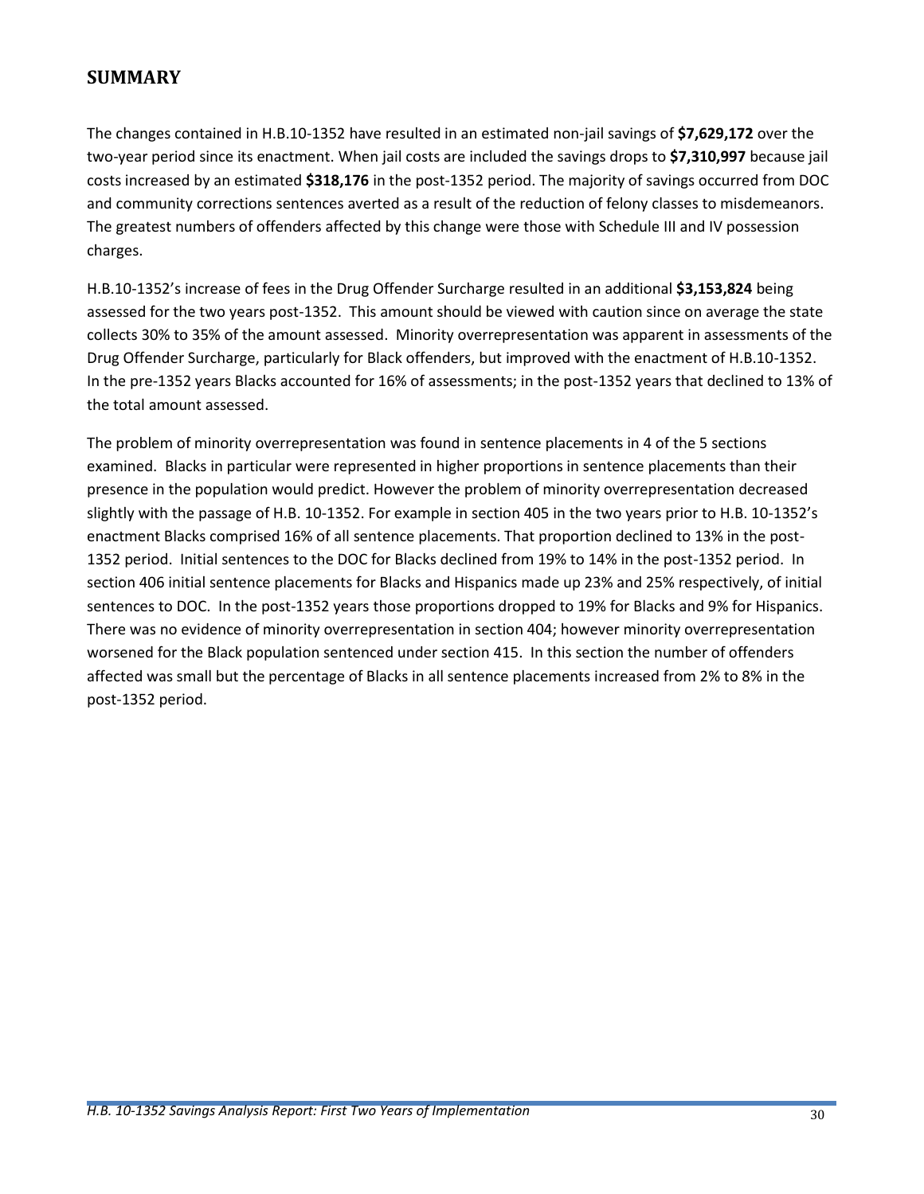## SUMMARY

The changes contained in H.B.10-1352 have resulted in an estimated non-jail savings of **$7,629,172** over the two-year period since its enactment. When jail costs are included the savings drops to **$7,310,997** because jail costs increased by an estimated **$318,176** in the post-1352 period. The majority of savings occurred from DOC and community corrections sentences averted as a result of the reduction of felony classes to misdemeanors. The greatest numbers of offenders affected by this change were those with Schedule III and IV possession charges.

H.B.10-1352's increase of fees in the Drug Offender Surcharge resulted in an additional **$3,153,824** being assessed for the two years post-1352. This amount should be viewed with caution since on average the state collects 30% to 35% of the amount assessed. Minority overrepresentation was apparent in assessments of the Drug Offender Surcharge, particularly for Black offenders, but improved with the enactment of H.B.10-1352. In the pre-1352 years Blacks accounted for 16% of assessments; in the post-1352 years that declined to 13% of the total amount assessed.

The problem of minority overrepresentation was found in sentence placements in 4 of the 5 sections examined. Blacks in particular were represented in higher proportions in sentence placements than their presence in the population would predict. However the problem of minority overrepresentation decreased slightly with the passage of H.B. 10-1352. For example in section 405 in the two years prior to H.B. 10-1352's enactment Blacks comprised 16% of all sentence placements. That proportion declined to 13% in the post-1352 period. Initial sentences to the DOC for Blacks declined from 19% to 14% in the post-1352 period. In section 406 initial sentence placements for Blacks and Hispanics made up 23% and 25% respectively, of initial sentences to DOC. In the post-1352 years those proportions dropped to 19% for Blacks and 9% for Hispanics. There was no evidence of minority overrepresentation in section 404; however minority overrepresentation worsened for the Black population sentenced under section 415. In this section the number of offenders affected was small but the percentage of Blacks in all sentence placements increased from 2% to 8% in the post-1352 period.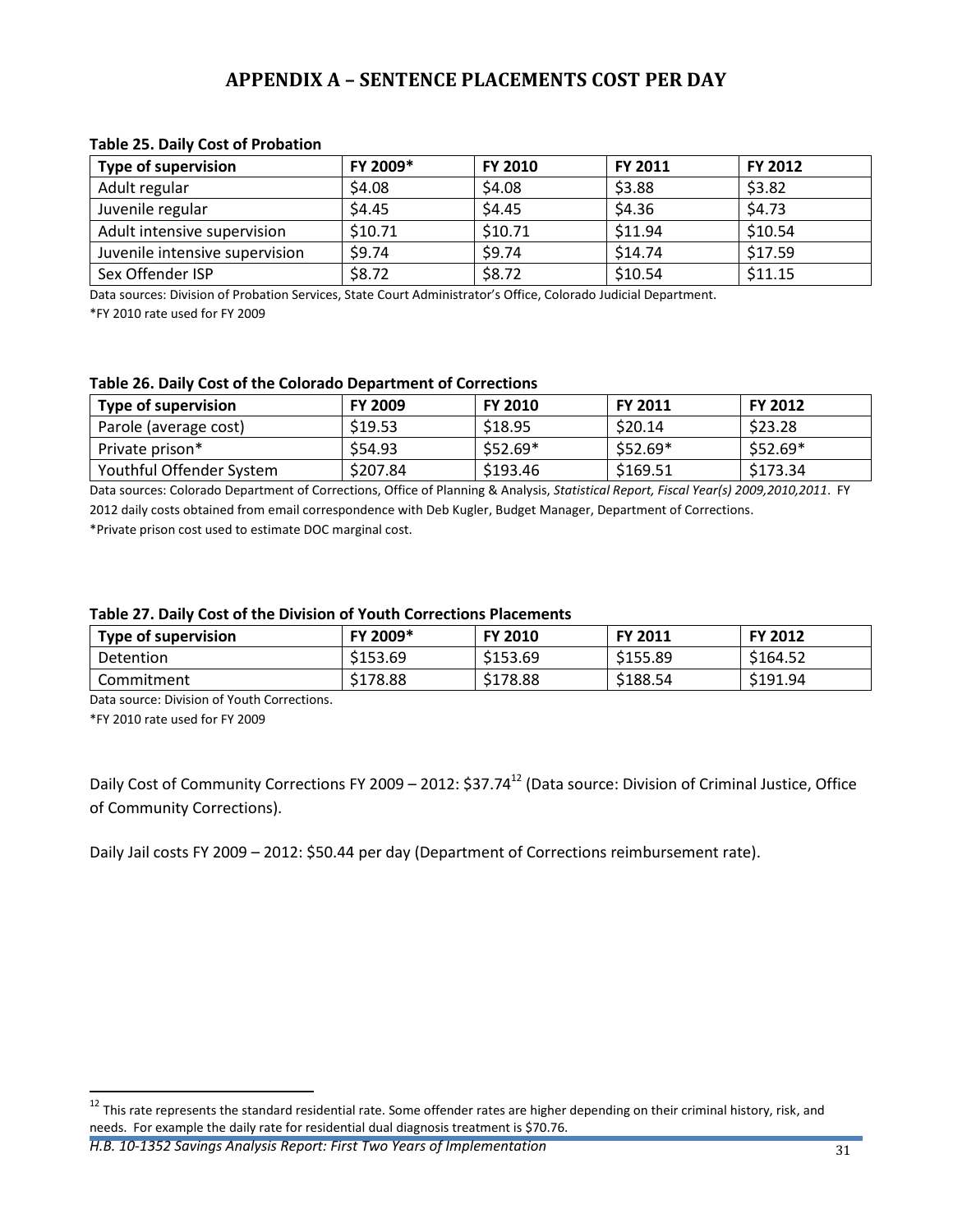# APPENDIX A – SENTENCE PLACEMENTS COST PER DAY

**Table 25. Daily Cost of Probation**

| Type of supervision | FY 2009* | FY 2010 | FY 2011 | FY 2012 |
|---|---|---|---|---|
| Adult regular | $4.08 | $4.08 | $3.88 | $3.82 |
| Juvenile regular | $4.45 | $4.45 | $4.36 | $4.73 |
| Adult intensive supervision | $10.71 | $10.71 | $11.94 | $10.54 |
| Juvenile intensive supervision | $9.74 | $9.74 | $14.74 | $17.59 |
| Sex Offender ISP | $8.72 | $8.72 | $10.54 | $11.15 |

Data sources: Division of Probation Services, State Court Administrator's Office, Colorado Judicial Department.
*FY 2010 rate used for FY 2009

**Table 26. Daily Cost of the Colorado Department of Corrections**

| Type of supervision | FY 2009 | FY 2010 | FY 2011 | FY 2012 |
|---|---|---|---|---|
| Parole (average cost) | $19.53 | $18.95 | $20.14 | $23.28 |
| Private prison* | $54.93 | $52.69* | $52.69* | $52.69* |
| Youthful Offender System | $207.84 | $193.46 | $169.51 | $173.34 |

Data sources: Colorado Department of Corrections, Office of Planning & Analysis, *Statistical Report, Fiscal Year(s) 2009,2010,2011*. FY 2012 daily costs obtained from email correspondence with Deb Kugler, Budget Manager, Department of Corrections.
*Private prison cost used to estimate DOC marginal cost.

**Table 27. Daily Cost of the Division of Youth Corrections Placements**

| Type of supervision | FY 2009* | FY 2010 | FY 2011 | FY 2012 |
|---|---|---|---|---|
| Detention | $153.69 | $153.69 | $155.89 | $164.52 |
| Commitment | $178.88 | $178.88 | $188.54 | $191.94 |

Data source: Division of Youth Corrections.
*FY 2010 rate used for FY 2009

Daily Cost of Community Corrections FY 2009 – 2012: $37.74[12] (Data source: Division of Criminal Justice, Office of Community Corrections).

Daily Jail costs FY 2009 – 2012: $50.44 per day (Department of Corrections reimbursement rate).

[12] This rate represents the standard residential rate. Some offender rates are higher depending on their criminal history, risk, and needs. For example the daily rate for residential dual diagnosis treatment is $70.76.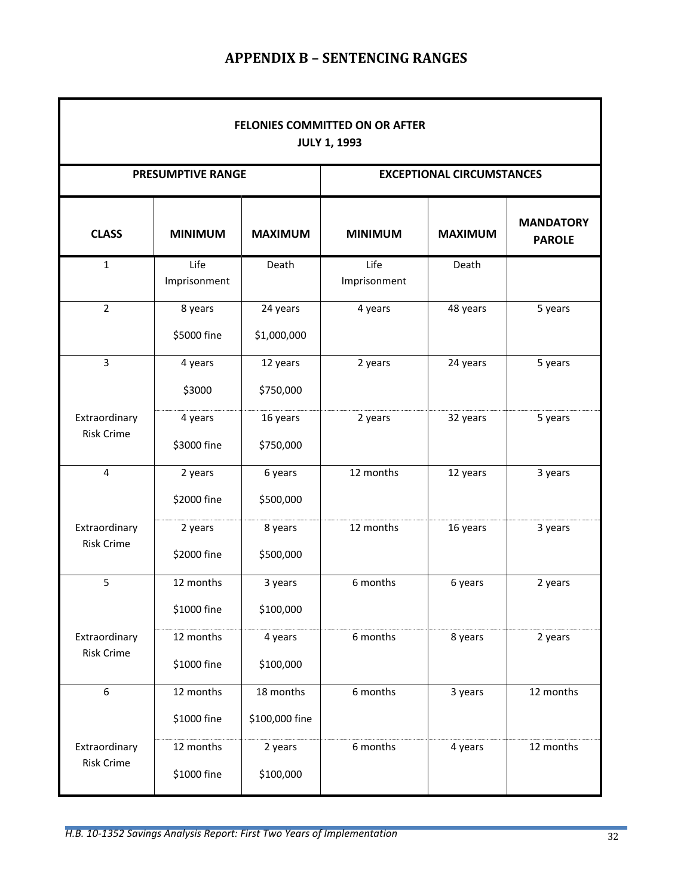## APPENDIX B – SENTENCING RANGES

| FELONIES COMMITTED ON OR AFTER JULY 1, 1993 | | | | | |
|---|---|---|---|---|---|
| **PRESUMPTIVE RANGE** | | | **EXCEPTIONAL CIRCUMSTANCES** | | |
| **CLASS** | **MINIMUM** | **MAXIMUM** | **MINIMUM** | **MAXIMUM** | **MANDATORY PAROLE** |
| 1 | Life Imprisonment | Death | Life Imprisonment | Death | |
| 2 | 8 years<br>$5000 fine | 24 years<br>$1,000,000 | 4 years | 48 years | 5 years |
| 3 | 4 years<br>$3000 | 12 years<br>$750,000 | 2 years | 24 years | 5 years |
| Extraordinary Risk Crime | 4 years<br>$3000 fine | 16 years<br>$750,000 | 2 years | 32 years | 5 years |
| 4 | 2 years<br>$2000 fine | 6 years<br>$500,000 | 12 months | 12 years | 3 years |
| Extraordinary Risk Crime | 2 years<br>$2000 fine | 8 years<br>$500,000 | 12 months | 16 years | 3 years |
| 5 | 12 months<br>$1000 fine | 3 years<br>$100,000 | 6 months | 6 years | 2 years |
| Extraordinary Risk Crime | 12 months<br>$1000 fine | 4 years<br>$100,000 | 6 months | 8 years | 2 years |
| 6 | 12 months<br>$1000 fine | 18 months<br>$100,000 fine | 6 months | 3 years | 12 months |
| Extraordinary Risk Crime | 12 months<br>$1000 fine | 2 years<br>$100,000 | 6 months | 4 years | 12 months |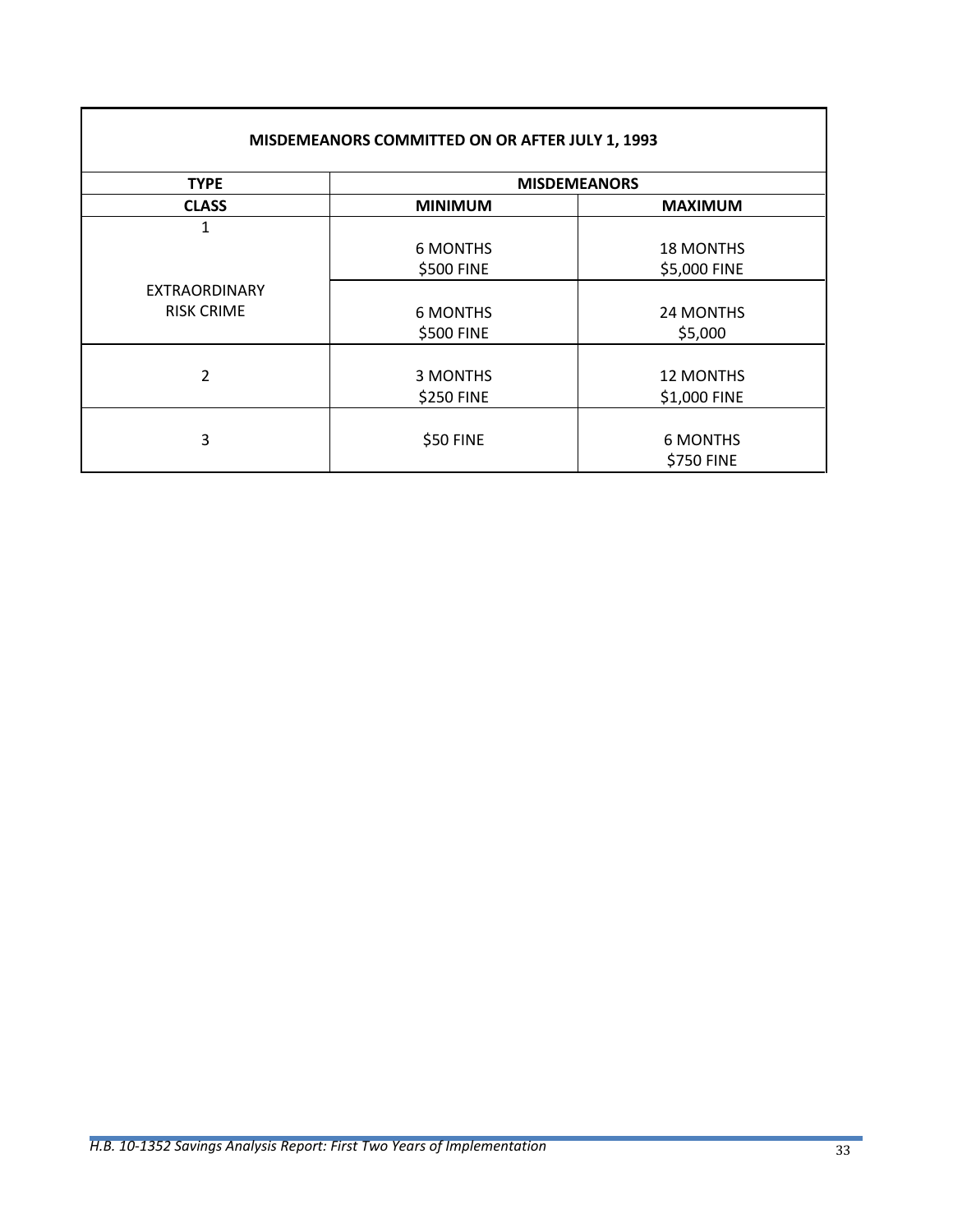| MISDEMEANORS COMMITTED ON OR AFTER JULY 1, 1993 | | |
|---|---|---|
| **TYPE** | **MISDEMEANORS** | |
| **CLASS** | **MINIMUM** | **MAXIMUM** |
| 1 | 6 MONTHS<br>$500 FINE | 18 MONTHS<br>$5,000 FINE |
| EXTRAORDINARY RISK CRIME | 6 MONTHS<br>$500 FINE | 24 MONTHS<br>$5,000 |
| 2 | 3 MONTHS<br>$250 FINE | 12 MONTHS<br>$1,000 FINE |
| 3 | $50 FINE | 6 MONTHS<br>$750 FINE |